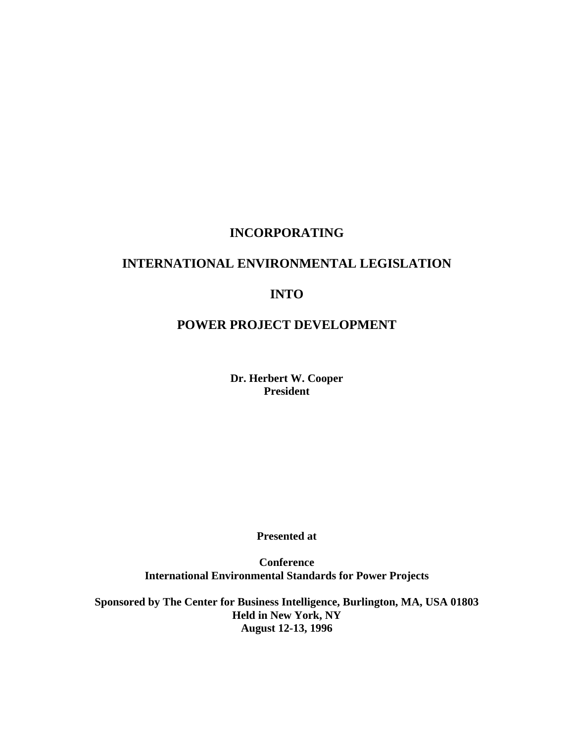# INCORPORATING

# INTERNATIONAL ENVIRONMENTAL LEGISLATION

# INTO

# POWER PROJECT DEVELOPMENT

**Dr. Herbert W. Cooper**
**President**

**Presented at**

**Conference**
**International Environmental Standards for Power Projects**

**Sponsored by The Center for Business Intelligence, Burlington, MA, USA 01803**
**Held in New York, NY**
**August 12-13, 1996**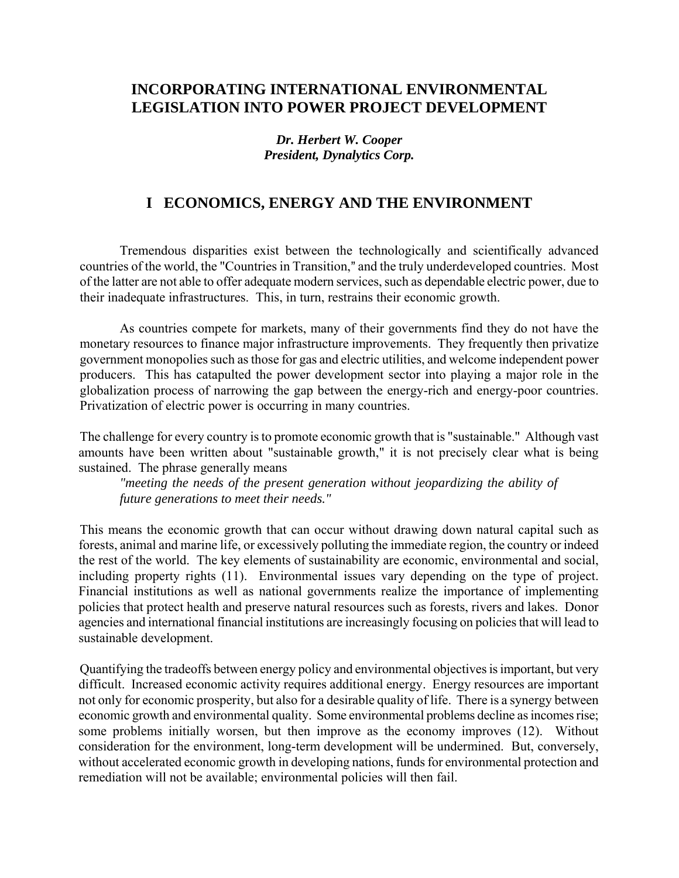# INCORPORATING INTERNATIONAL ENVIRONMENTAL LEGISLATION INTO POWER PROJECT DEVELOPMENT

***Dr. Herbert W. Cooper***
***President, Dynalytics Corp.***

## I ECONOMICS, ENERGY AND THE ENVIRONMENT

Tremendous disparities exist between the technologically and scientifically advanced countries of the world, the "Countries in Transition," and the truly underdeveloped countries. Most of the latter are not able to offer adequate modern services, such as dependable electric power, due to their inadequate infrastructures. This, in turn, restrains their economic growth.

As countries compete for markets, many of their governments find they do not have the monetary resources to finance major infrastructure improvements. They frequently then privatize government monopolies such as those for gas and electric utilities, and welcome independent power producers. This has catapulted the power development sector into playing a major role in the globalization process of narrowing the gap between the energy-rich and energy-poor countries. Privatization of electric power is occurring in many countries.

The challenge for every country is to promote economic growth that is "sustainable." Although vast amounts have been written about "sustainable growth," it is not precisely clear what is being sustained. The phrase generally means

> *"meeting the needs of the present generation without jeopardizing the ability of future generations to meet their needs."*

This means the economic growth that can occur without drawing down natural capital such as forests, animal and marine life, or excessively polluting the immediate region, the country or indeed the rest of the world. The key elements of sustainability are economic, environmental and social, including property rights (11). Environmental issues vary depending on the type of project. Financial institutions as well as national governments realize the importance of implementing policies that protect health and preserve natural resources such as forests, rivers and lakes. Donor agencies and international financial institutions are increasingly focusing on policies that will lead to sustainable development.

Quantifying the tradeoffs between energy policy and environmental objectives is important, but very difficult. Increased economic activity requires additional energy. Energy resources are important not only for economic prosperity, but also for a desirable quality of life. There is a synergy between economic growth and environmental quality. Some environmental problems decline as incomes rise; some problems initially worsen, but then improve as the economy improves (12). Without consideration for the environment, long-term development will be undermined. But, conversely, without accelerated economic growth in developing nations, funds for environmental protection and remediation will not be available; environmental policies will then fail.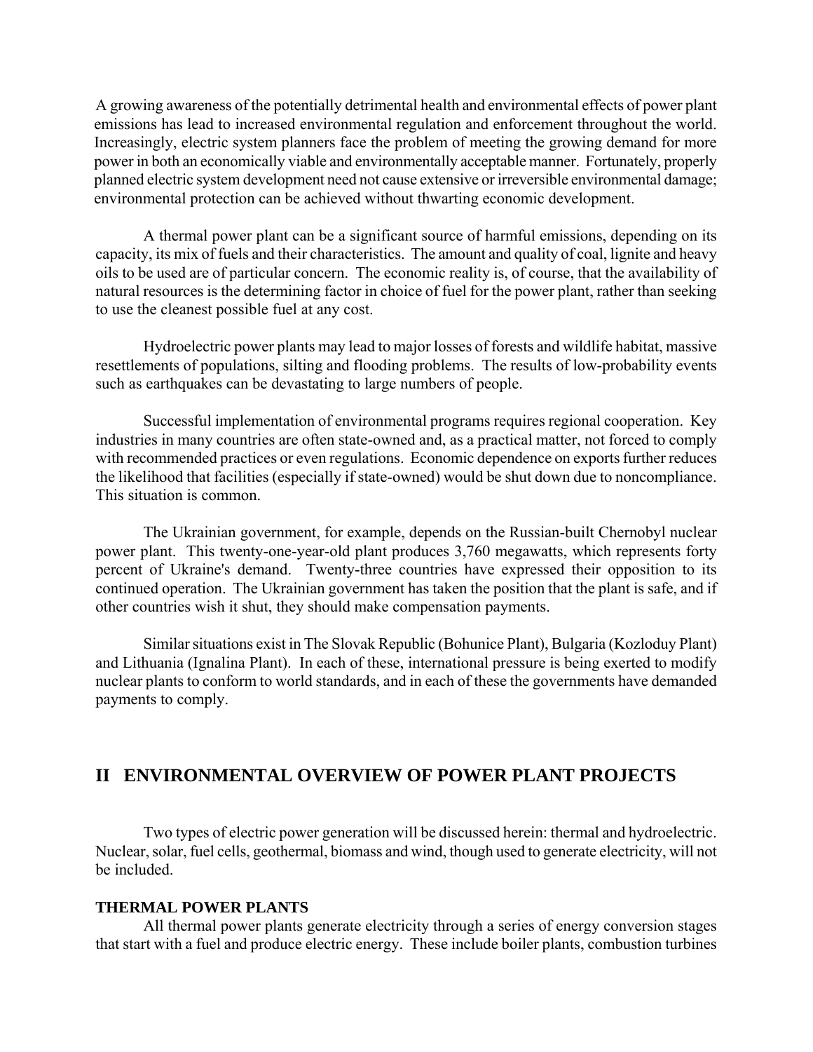A growing awareness of the potentially detrimental health and environmental effects of power plant emissions has lead to increased environmental regulation and enforcement throughout the world. Increasingly, electric system planners face the problem of meeting the growing demand for more power in both an economically viable and environmentally acceptable manner. Fortunately, properly planned electric system development need not cause extensive or irreversible environmental damage; environmental protection can be achieved without thwarting economic development.

A thermal power plant can be a significant source of harmful emissions, depending on its capacity, its mix of fuels and their characteristics. The amount and quality of coal, lignite and heavy oils to be used are of particular concern. The economic reality is, of course, that the availability of natural resources is the determining factor in choice of fuel for the power plant, rather than seeking to use the cleanest possible fuel at any cost.

Hydroelectric power plants may lead to major losses of forests and wildlife habitat, massive resettlements of populations, silting and flooding problems. The results of low-probability events such as earthquakes can be devastating to large numbers of people.

Successful implementation of environmental programs requires regional cooperation. Key industries in many countries are often state-owned and, as a practical matter, not forced to comply with recommended practices or even regulations. Economic dependence on exports further reduces the likelihood that facilities (especially if state-owned) would be shut down due to noncompliance. This situation is common.

The Ukrainian government, for example, depends on the Russian-built Chernobyl nuclear power plant. This twenty-one-year-old plant produces 3,760 megawatts, which represents forty percent of Ukraine's demand. Twenty-three countries have expressed their opposition to its continued operation. The Ukrainian government has taken the position that the plant is safe, and if other countries wish it shut, they should make compensation payments.

Similar situations exist in The Slovak Republic (Bohunice Plant), Bulgaria (Kozloduy Plant) and Lithuania (Ignalina Plant). In each of these, international pressure is being exerted to modify nuclear plants to conform to world standards, and in each of these the governments have demanded payments to comply.

## II ENVIRONMENTAL OVERVIEW OF POWER PLANT PROJECTS

Two types of electric power generation will be discussed herein: thermal and hydroelectric. Nuclear, solar, fuel cells, geothermal, biomass and wind, though used to generate electricity, will not be included.

### THERMAL POWER PLANTS

All thermal power plants generate electricity through a series of energy conversion stages that start with a fuel and produce electric energy. These include boiler plants, combustion turbines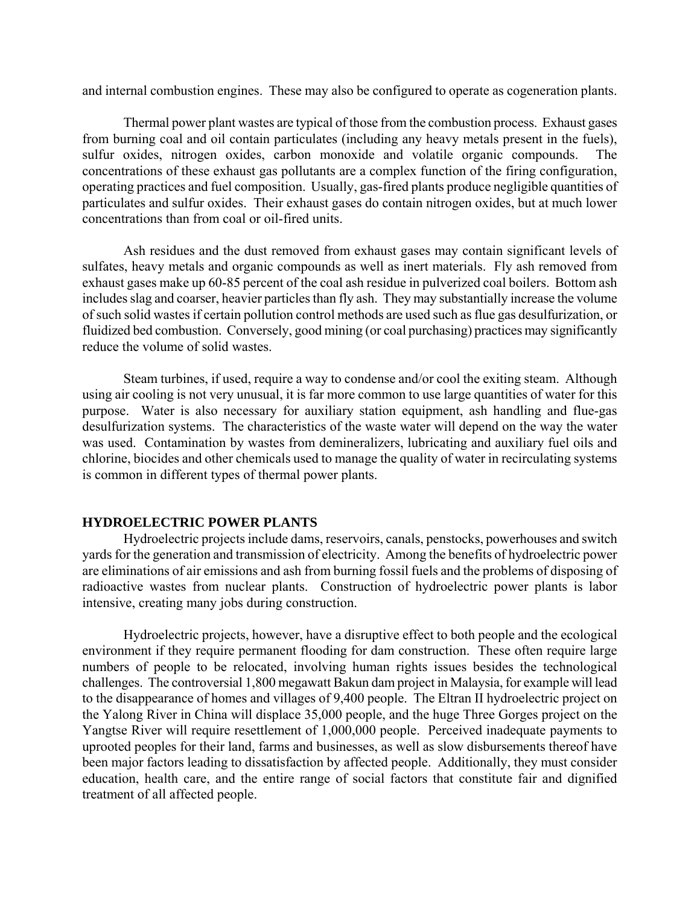and internal combustion engines. These may also be configured to operate as cogeneration plants.

Thermal power plant wastes are typical of those from the combustion process. Exhaust gases from burning coal and oil contain particulates (including any heavy metals present in the fuels), sulfur oxides, nitrogen oxides, carbon monoxide and volatile organic compounds. The concentrations of these exhaust gas pollutants are a complex function of the firing configuration, operating practices and fuel composition. Usually, gas-fired plants produce negligible quantities of particulates and sulfur oxides. Their exhaust gases do contain nitrogen oxides, but at much lower concentrations than from coal or oil-fired units.

Ash residues and the dust removed from exhaust gases may contain significant levels of sulfates, heavy metals and organic compounds as well as inert materials. Fly ash removed from exhaust gases make up 60-85 percent of the coal ash residue in pulverized coal boilers. Bottom ash includes slag and coarser, heavier particles than fly ash. They may substantially increase the volume of such solid wastes if certain pollution control methods are used such as flue gas desulfurization, or fluidized bed combustion. Conversely, good mining (or coal purchasing) practices may significantly reduce the volume of solid wastes.

Steam turbines, if used, require a way to condense and/or cool the exiting steam. Although using air cooling is not very unusual, it is far more common to use large quantities of water for this purpose. Water is also necessary for auxiliary station equipment, ash handling and flue-gas desulfurization systems. The characteristics of the waste water will depend on the way the water was used. Contamination by wastes from demineralizers, lubricating and auxiliary fuel oils and chlorine, biocides and other chemicals used to manage the quality of water in recirculating systems is common in different types of thermal power plants.

## HYDROELECTRIC POWER PLANTS

Hydroelectric projects include dams, reservoirs, canals, penstocks, powerhouses and switch yards for the generation and transmission of electricity. Among the benefits of hydroelectric power are eliminations of air emissions and ash from burning fossil fuels and the problems of disposing of radioactive wastes from nuclear plants. Construction of hydroelectric power plants is labor intensive, creating many jobs during construction.

Hydroelectric projects, however, have a disruptive effect to both people and the ecological environment if they require permanent flooding for dam construction. These often require large numbers of people to be relocated, involving human rights issues besides the technological challenges. The controversial 1,800 megawatt Bakun dam project in Malaysia, for example will lead to the disappearance of homes and villages of 9,400 people. The Eltran II hydroelectric project on the Yalong River in China will displace 35,000 people, and the huge Three Gorges project on the Yangtse River will require resettlement of 1,000,000 people. Perceived inadequate payments to uprooted peoples for their land, farms and businesses, as well as slow disbursements thereof have been major factors leading to dissatisfaction by affected people. Additionally, they must consider education, health care, and the entire range of social factors that constitute fair and dignified treatment of all affected people.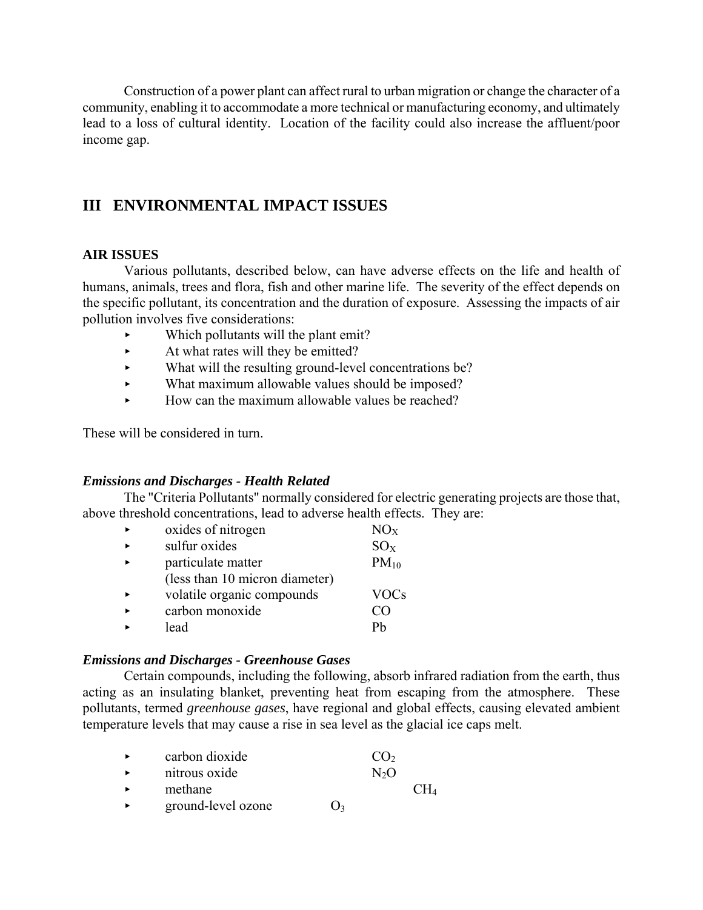Construction of a power plant can affect rural to urban migration or change the character of a community, enabling it to accommodate a more technical or manufacturing economy, and ultimately lead to a loss of cultural identity. Location of the facility could also increase the affluent/poor income gap.

## III ENVIRONMENTAL IMPACT ISSUES

### AIR ISSUES

Various pollutants, described below, can have adverse effects on the life and health of humans, animals, trees and flora, fish and other marine life. The severity of the effect depends on the specific pollutant, its concentration and the duration of exposure. Assessing the impacts of air pollution involves five considerations:

- Which pollutants will the plant emit?
- At what rates will they be emitted?
- What will the resulting ground-level concentrations be?
- What maximum allowable values should be imposed?
- How can the maximum allowable values be reached?

These will be considered in turn.

#### *Emissions and Discharges - Health Related*

The "Criteria Pollutants" normally considered for electric generating projects are those that, above threshold concentrations, lead to adverse health effects. They are:

- oxides of nitrogen — $NO_X$
- sulfur oxides — $SO_X$
- particulate matter (less than 10 micron diameter) — $PM_{10}$
- volatile organic compounds — VOCs
- carbon monoxide — CO
- lead — Pb

#### *Emissions and Discharges - Greenhouse Gases*

Certain compounds, including the following, absorb infrared radiation from the earth, thus acting as an insulating blanket, preventing heat from escaping from the atmosphere. These pollutants, termed *greenhouse gases*, have regional and global effects, causing elevated ambient temperature levels that may cause a rise in sea level as the glacial ice caps melt.

- carbon dioxide — $CO_2$
- nitrous oxide — $N_2O$
- methane — $CH_4$
- ground-level ozone — $O_3$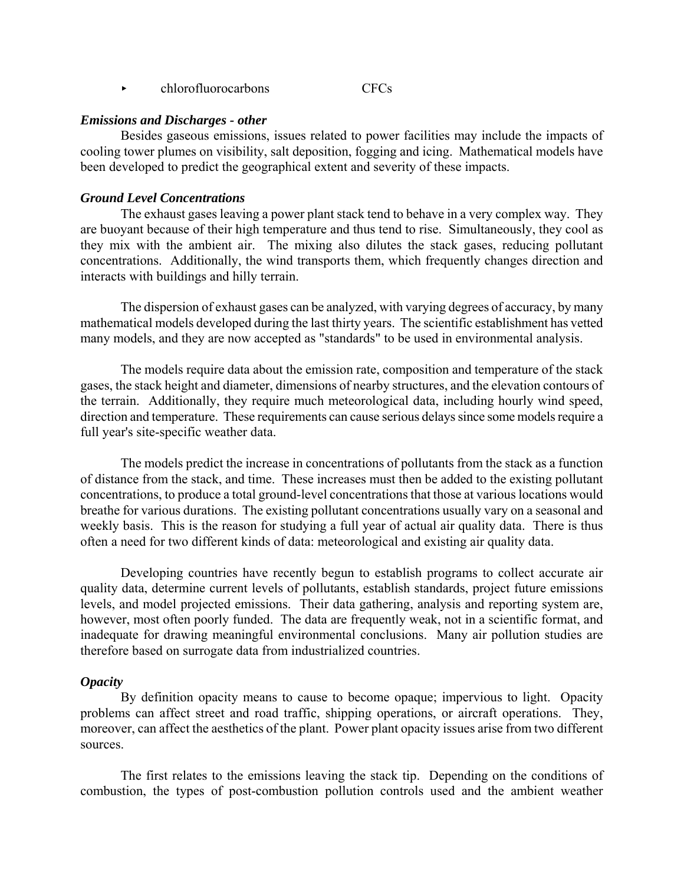- chlorofluorocarbons CFCs

***Emissions and Discharges - other***

Besides gaseous emissions, issues related to power facilities may include the impacts of cooling tower plumes on visibility, salt deposition, fogging and icing. Mathematical models have been developed to predict the geographical extent and severity of these impacts.

***Ground Level Concentrations***

The exhaust gases leaving a power plant stack tend to behave in a very complex way. They are buoyant because of their high temperature and thus tend to rise. Simultaneously, they cool as they mix with the ambient air. The mixing also dilutes the stack gases, reducing pollutant concentrations. Additionally, the wind transports them, which frequently changes direction and interacts with buildings and hilly terrain.

The dispersion of exhaust gases can be analyzed, with varying degrees of accuracy, by many mathematical models developed during the last thirty years. The scientific establishment has vetted many models, and they are now accepted as "standards" to be used in environmental analysis.

The models require data about the emission rate, composition and temperature of the stack gases, the stack height and diameter, dimensions of nearby structures, and the elevation contours of the terrain. Additionally, they require much meteorological data, including hourly wind speed, direction and temperature. These requirements can cause serious delays since some models require a full year's site-specific weather data.

The models predict the increase in concentrations of pollutants from the stack as a function of distance from the stack, and time. These increases must then be added to the existing pollutant concentrations, to produce a total ground-level concentrations that those at various locations would breathe for various durations. The existing pollutant concentrations usually vary on a seasonal and weekly basis. This is the reason for studying a full year of actual air quality data. There is thus often a need for two different kinds of data: meteorological and existing air quality data.

Developing countries have recently begun to establish programs to collect accurate air quality data, determine current levels of pollutants, establish standards, project future emissions levels, and model projected emissions. Their data gathering, analysis and reporting system are, however, most often poorly funded. The data are frequently weak, not in a scientific format, and inadequate for drawing meaningful environmental conclusions. Many air pollution studies are therefore based on surrogate data from industrialized countries.

***Opacity***

By definition opacity means to cause to become opaque; impervious to light. Opacity problems can affect street and road traffic, shipping operations, or aircraft operations. They, moreover, can affect the aesthetics of the plant. Power plant opacity issues arise from two different sources.

The first relates to the emissions leaving the stack tip. Depending on the conditions of combustion, the types of post-combustion pollution controls used and the ambient weather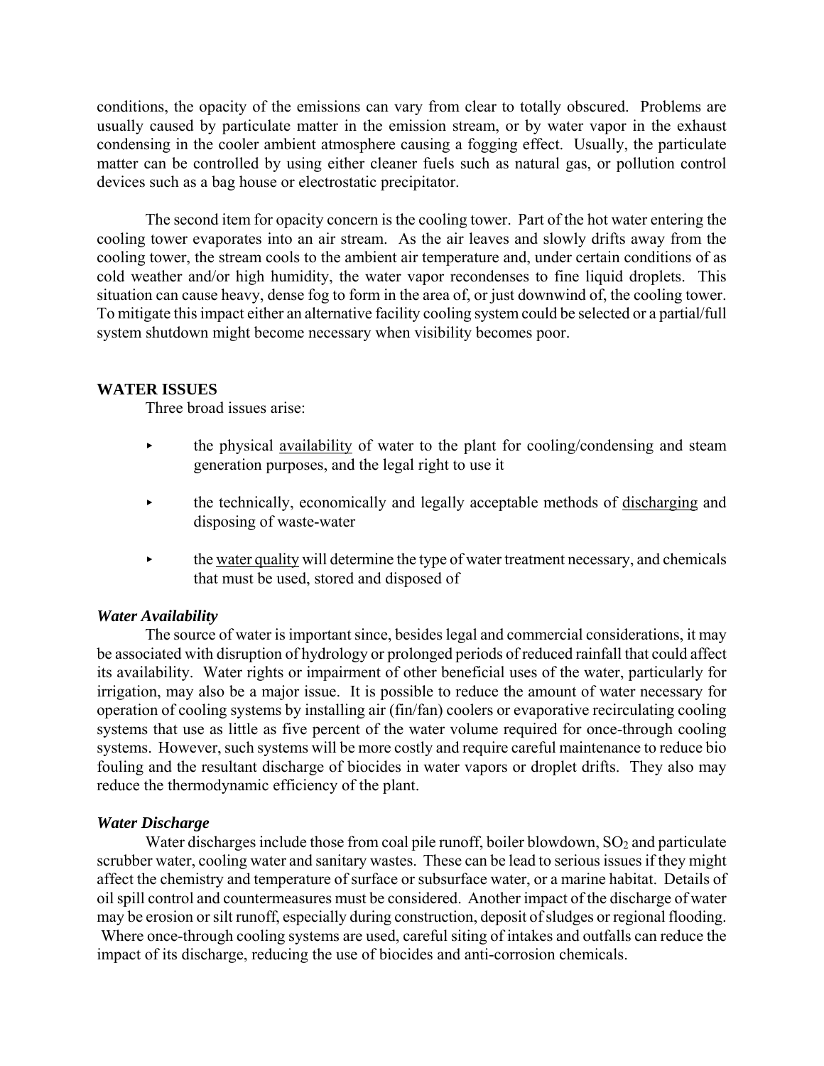conditions, the opacity of the emissions can vary from clear to totally obscured. Problems are usually caused by particulate matter in the emission stream, or by water vapor in the exhaust condensing in the cooler ambient atmosphere causing a fogging effect. Usually, the particulate matter can be controlled by using either cleaner fuels such as natural gas, or pollution control devices such as a bag house or electrostatic precipitator.

The second item for opacity concern is the cooling tower. Part of the hot water entering the cooling tower evaporates into an air stream. As the air leaves and slowly drifts away from the cooling tower, the stream cools to the ambient air temperature and, under certain conditions of as cold weather and/or high humidity, the water vapor recondenses to fine liquid droplets. This situation can cause heavy, dense fog to form in the area of, or just downwind of, the cooling tower. To mitigate this impact either an alternative facility cooling system could be selected or a partial/full system shutdown might become necessary when visibility becomes poor.

## WATER ISSUES

Three broad issues arise:

- the physical availability of water to the plant for cooling/condensing and steam generation purposes, and the legal right to use it
- the technically, economically and legally acceptable methods of discharging and disposing of waste-water
- the water quality will determine the type of water treatment necessary, and chemicals that must be used, stored and disposed of

### *Water Availability*

The source of water is important since, besides legal and commercial considerations, it may be associated with disruption of hydrology or prolonged periods of reduced rainfall that could affect its availability. Water rights or impairment of other beneficial uses of the water, particularly for irrigation, may also be a major issue. It is possible to reduce the amount of water necessary for operation of cooling systems by installing air (fin/fan) coolers or evaporative recirculating cooling systems that use as little as five percent of the water volume required for once-through cooling systems. However, such systems will be more costly and require careful maintenance to reduce bio fouling and the resultant discharge of biocides in water vapors or droplet drifts. They also may reduce the thermodynamic efficiency of the plant.

### *Water Discharge*

Water discharges include those from coal pile runoff, boiler blowdown, $SO_2$ and particulate scrubber water, cooling water and sanitary wastes. These can be lead to serious issues if they might affect the chemistry and temperature of surface or subsurface water, or a marine habitat. Details of oil spill control and countermeasures must be considered. Another impact of the discharge of water may be erosion or silt runoff, especially during construction, deposit of sludges or regional flooding. Where once-through cooling systems are used, careful siting of intakes and outfalls can reduce the impact of its discharge, reducing the use of biocides and anti-corrosion chemicals.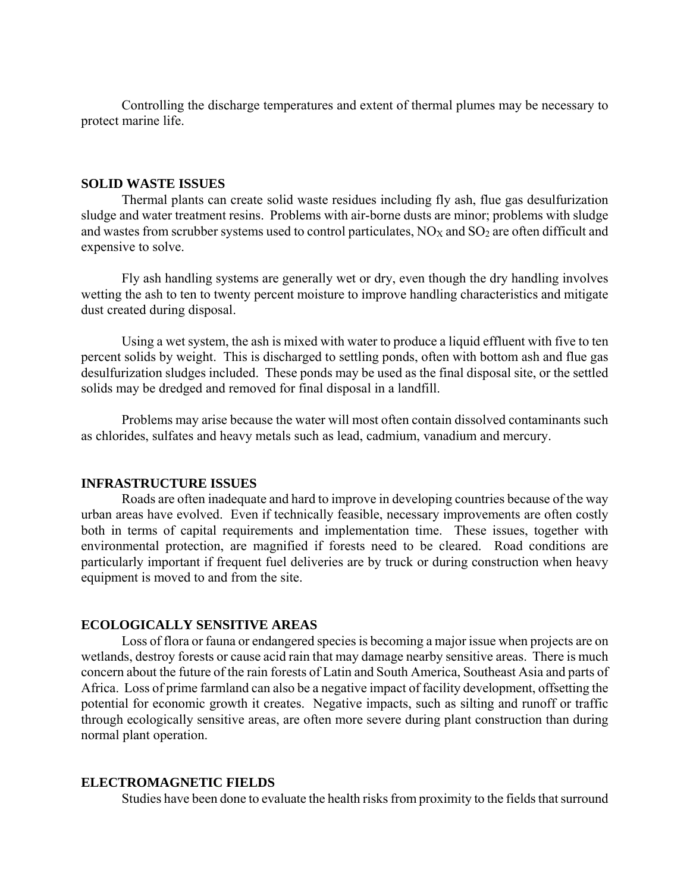Controlling the discharge temperatures and extent of thermal plumes may be necessary to protect marine life.

## SOLID WASTE ISSUES

Thermal plants can create solid waste residues including fly ash, flue gas desulfurization sludge and water treatment resins. Problems with air-borne dusts are minor; problems with sludge and wastes from scrubber systems used to control particulates, $NO_X$ and $SO_2$ are often difficult and expensive to solve.

Fly ash handling systems are generally wet or dry, even though the dry handling involves wetting the ash to ten to twenty percent moisture to improve handling characteristics and mitigate dust created during disposal.

Using a wet system, the ash is mixed with water to produce a liquid effluent with five to ten percent solids by weight. This is discharged to settling ponds, often with bottom ash and flue gas desulfurization sludges included. These ponds may be used as the final disposal site, or the settled solids may be dredged and removed for final disposal in a landfill.

Problems may arise because the water will most often contain dissolved contaminants such as chlorides, sulfates and heavy metals such as lead, cadmium, vanadium and mercury.

## INFRASTRUCTURE ISSUES

Roads are often inadequate and hard to improve in developing countries because of the way urban areas have evolved. Even if technically feasible, necessary improvements are often costly both in terms of capital requirements and implementation time. These issues, together with environmental protection, are magnified if forests need to be cleared. Road conditions are particularly important if frequent fuel deliveries are by truck or during construction when heavy equipment is moved to and from the site.

## ECOLOGICALLY SENSITIVE AREAS

Loss of flora or fauna or endangered species is becoming a major issue when projects are on wetlands, destroy forests or cause acid rain that may damage nearby sensitive areas. There is much concern about the future of the rain forests of Latin and South America, Southeast Asia and parts of Africa. Loss of prime farmland can also be a negative impact of facility development, offsetting the potential for economic growth it creates. Negative impacts, such as silting and runoff or traffic through ecologically sensitive areas, are often more severe during plant construction than during normal plant operation.

## ELECTROMAGNETIC FIELDS

Studies have been done to evaluate the health risks from proximity to the fields that surround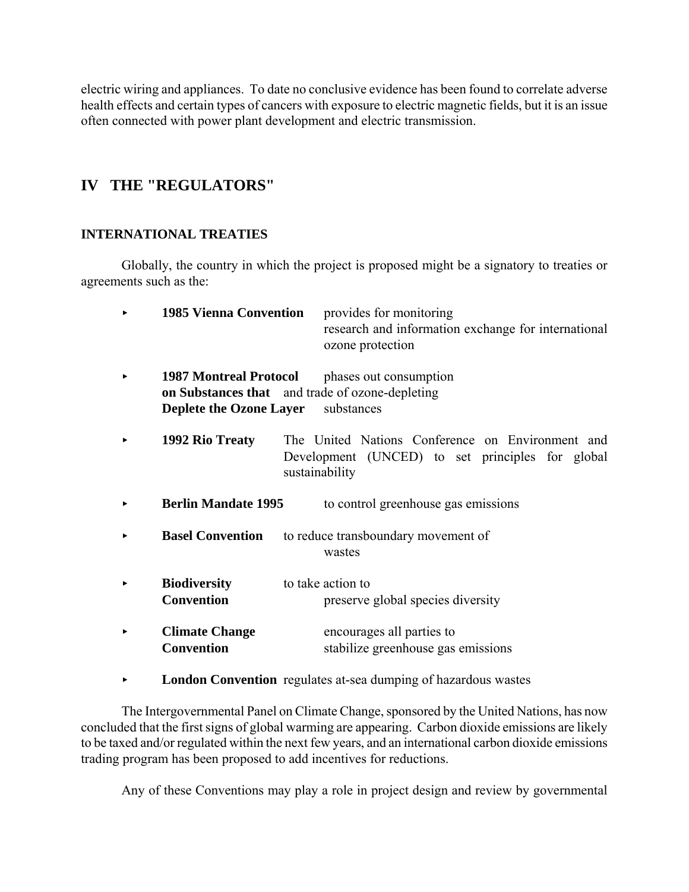electric wiring and appliances. To date no conclusive evidence has been found to correlate adverse health effects and certain types of cancers with exposure to electric magnetic fields, but it is an issue often connected with power plant development and electric transmission.

## IV THE "REGULATORS"

### INTERNATIONAL TREATIES

Globally, the country in which the project is proposed might be a signatory to treaties or agreements such as the:

- **1985 Vienna Convention** provides for monitoring research and information exchange for international ozone protection
- **1987 Montreal Protocol on Substances that Deplete the Ozone Layer** phases out consumption and trade of ozone-depleting substances
- **1992 Rio Treaty** The United Nations Conference on Environment and Development (UNCED) to set principles for global sustainability
- **Berlin Mandate 1995** to control greenhouse gas emissions
- **Basel Convention** to reduce transboundary movement of wastes
- **Biodiversity Convention** to take action to preserve global species diversity
- **Climate Change Convention** encourages all parties to stabilize greenhouse gas emissions
- **London Convention** regulates at-sea dumping of hazardous wastes

The Intergovernmental Panel on Climate Change, sponsored by the United Nations, has now concluded that the first signs of global warming are appearing. Carbon dioxide emissions are likely to be taxed and/or regulated within the next few years, and an international carbon dioxide emissions trading program has been proposed to add incentives for reductions.

Any of these Conventions may play a role in project design and review by governmental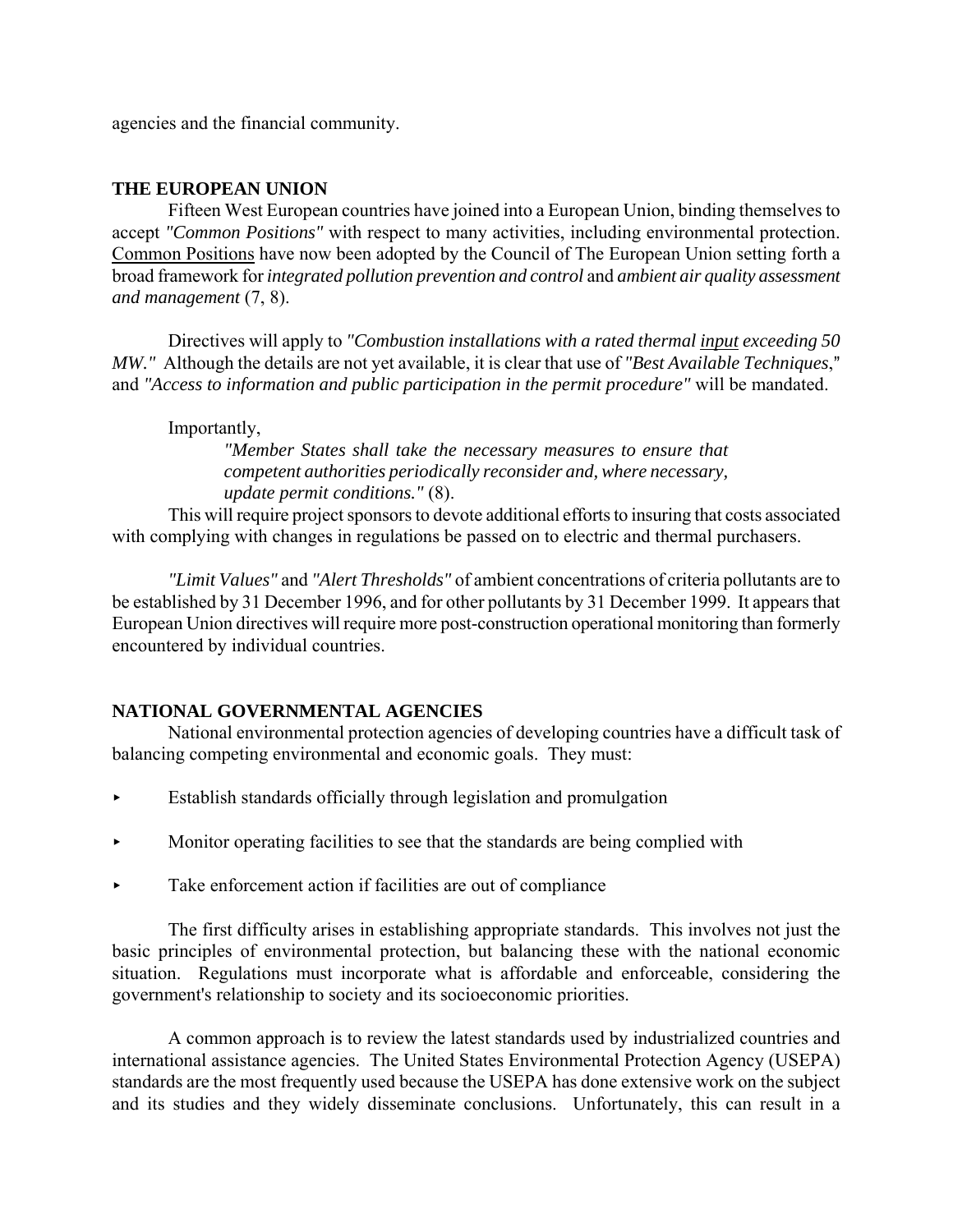agencies and the financial community.

## THE EUROPEAN UNION

Fifteen West European countries have joined into a European Union, binding themselves to accept *"Common Positions"* with respect to many activities, including environmental protection. Common Positions have now been adopted by the Council of The European Union setting forth a broad framework for *integrated pollution prevention and control* and *ambient air quality assessment and management* (7, 8).

Directives will apply to *"Combustion installations with a rated thermal input exceeding 50 MW."* Although the details are not yet available, it is clear that use of *"Best Available Techniques*," and *"Access to information and public participation in the permit procedure"* will be mandated.

Importantly,

> *"Member States shall take the necessary measures to ensure that competent authorities periodically reconsider and, where necessary, update permit conditions."* (8).

This will require project sponsors to devote additional efforts to insuring that costs associated with complying with changes in regulations be passed on to electric and thermal purchasers.

*"Limit Values"* and *"Alert Thresholds"* of ambient concentrations of criteria pollutants are to be established by 31 December 1996, and for other pollutants by 31 December 1999. It appears that European Union directives will require more post-construction operational monitoring than formerly encountered by individual countries.

## NATIONAL GOVERNMENTAL AGENCIES

National environmental protection agencies of developing countries have a difficult task of balancing competing environmental and economic goals. They must:

- Establish standards officially through legislation and promulgation
- Monitor operating facilities to see that the standards are being complied with
- Take enforcement action if facilities are out of compliance

The first difficulty arises in establishing appropriate standards. This involves not just the basic principles of environmental protection, but balancing these with the national economic situation. Regulations must incorporate what is affordable and enforceable, considering the government's relationship to society and its socioeconomic priorities.

A common approach is to review the latest standards used by industrialized countries and international assistance agencies. The United States Environmental Protection Agency (USEPA) standards are the most frequently used because the USEPA has done extensive work on the subject and its studies and they widely disseminate conclusions. Unfortunately, this can result in a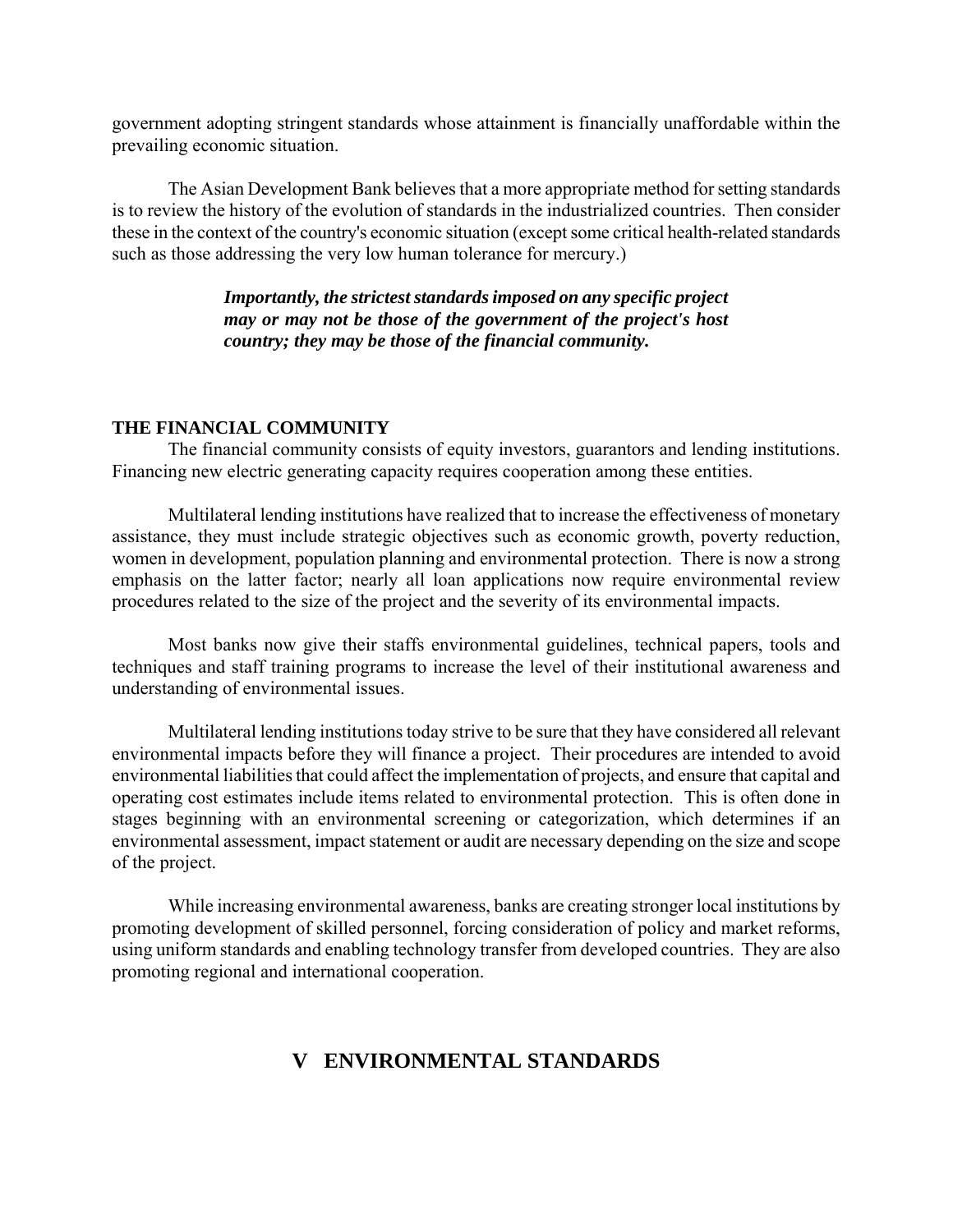government adopting stringent standards whose attainment is financially unaffordable within the prevailing economic situation.

The Asian Development Bank believes that a more appropriate method for setting standards is to review the history of the evolution of standards in the industrialized countries. Then consider these in the context of the country's economic situation (except some critical health-related standards such as those addressing the very low human tolerance for mercury.)

> ***Importantly, the strictest standards imposed on any specific project may or may not be those of the government of the project's host country; they may be those of the financial community.***

### THE FINANCIAL COMMUNITY

The financial community consists of equity investors, guarantors and lending institutions. Financing new electric generating capacity requires cooperation among these entities.

Multilateral lending institutions have realized that to increase the effectiveness of monetary assistance, they must include strategic objectives such as economic growth, poverty reduction, women in development, population planning and environmental protection. There is now a strong emphasis on the latter factor; nearly all loan applications now require environmental review procedures related to the size of the project and the severity of its environmental impacts.

Most banks now give their staffs environmental guidelines, technical papers, tools and techniques and staff training programs to increase the level of their institutional awareness and understanding of environmental issues.

Multilateral lending institutions today strive to be sure that they have considered all relevant environmental impacts before they will finance a project. Their procedures are intended to avoid environmental liabilities that could affect the implementation of projects, and ensure that capital and operating cost estimates include items related to environmental protection. This is often done in stages beginning with an environmental screening or categorization, which determines if an environmental assessment, impact statement or audit are necessary depending on the size and scope of the project.

While increasing environmental awareness, banks are creating stronger local institutions by promoting development of skilled personnel, forcing consideration of policy and market reforms, using uniform standards and enabling technology transfer from developed countries. They are also promoting regional and international cooperation.

## V ENVIRONMENTAL STANDARDS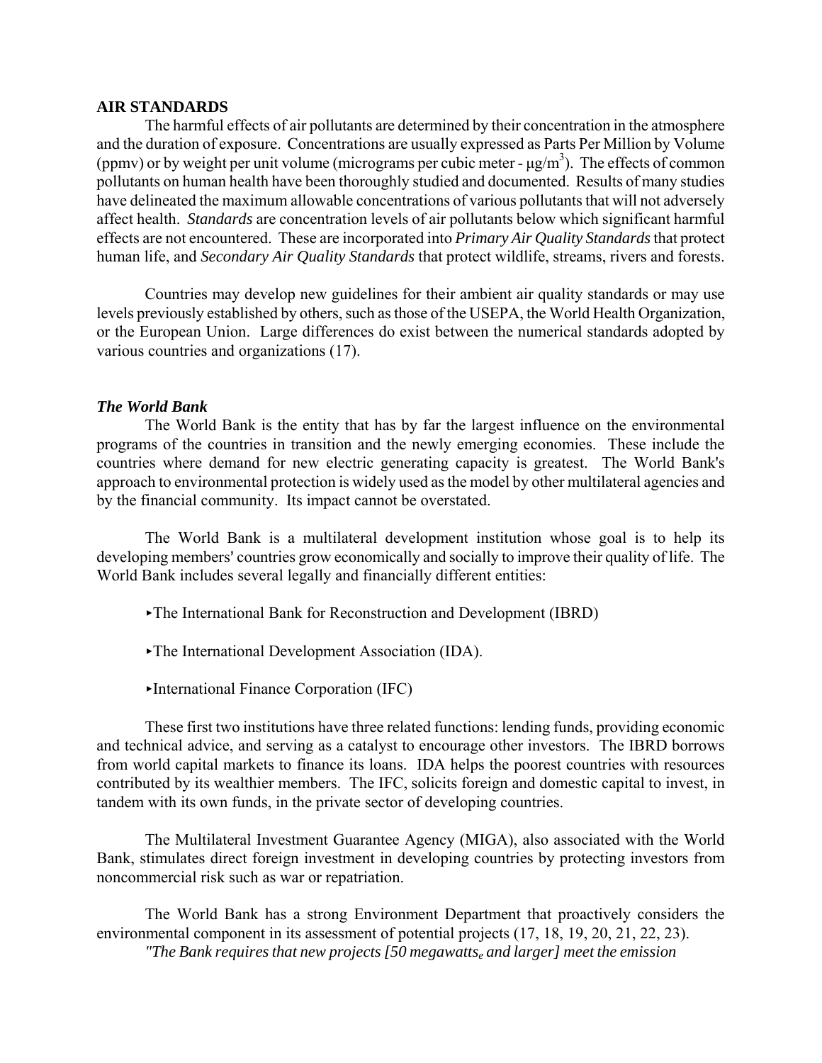## AIR STANDARDS

The harmful effects of air pollutants are determined by their concentration in the atmosphere and the duration of exposure. Concentrations are usually expressed as Parts Per Million by Volume (ppmv) or by weight per unit volume (micrograms per cubic meter - $\mu g/m^3$). The effects of common pollutants on human health have been thoroughly studied and documented. Results of many studies have delineated the maximum allowable concentrations of various pollutants that will not adversely affect health. *Standards* are concentration levels of air pollutants below which significant harmful effects are not encountered. These are incorporated into *Primary Air Quality Standards* that protect human life, and *Secondary Air Quality Standards* that protect wildlife, streams, rivers and forests.

Countries may develop new guidelines for their ambient air quality standards or may use levels previously established by others, such as those of the USEPA, the World Health Organization, or the European Union. Large differences do exist between the numerical standards adopted by various countries and organizations (17).

### *The World Bank*

The World Bank is the entity that has by far the largest influence on the environmental programs of the countries in transition and the newly emerging economies. These include the countries where demand for new electric generating capacity is greatest. The World Bank's approach to environmental protection is widely used as the model by other multilateral agencies and by the financial community. Its impact cannot be overstated.

The World Bank is a multilateral development institution whose goal is to help its developing members' countries grow economically and socially to improve their quality of life. The World Bank includes several legally and financially different entities:

- The International Bank for Reconstruction and Development (IBRD)
- The International Development Association (IDA).
- International Finance Corporation (IFC)

These first two institutions have three related functions: lending funds, providing economic and technical advice, and serving as a catalyst to encourage other investors. The IBRD borrows from world capital markets to finance its loans. IDA helps the poorest countries with resources contributed by its wealthier members. The IFC, solicits foreign and domestic capital to invest, in tandem with its own funds, in the private sector of developing countries.

The Multilateral Investment Guarantee Agency (MIGA), also associated with the World Bank, stimulates direct foreign investment in developing countries by protecting investors from noncommercial risk such as war or repatriation.

The World Bank has a strong Environment Department that proactively considers the environmental component in its assessment of potential projects (17, 18, 19, 20, 21, 22, 23).

*"The Bank requires that new projects [50 megawatts$_e$ and larger] meet the emission*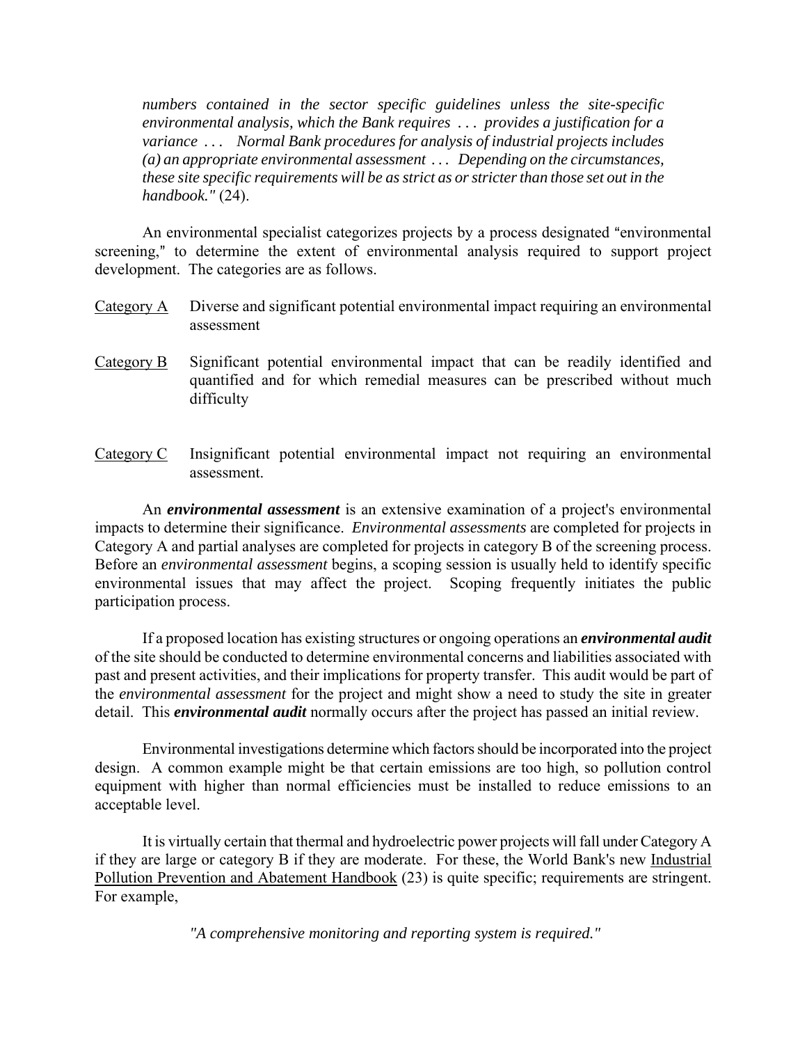*numbers contained in the sector specific guidelines unless the site-specific environmental analysis, which the Bank requires . . . provides a justification for a variance . . . Normal Bank procedures for analysis of industrial projects includes (a) an appropriate environmental assessment . . . Depending on the circumstances, these site specific requirements will be as strict as or stricter than those set out in the handbook."* (24).

An environmental specialist categorizes projects by a process designated "environmental screening," to determine the extent of environmental analysis required to support project development. The categories are as follows.

Category A — Diverse and significant potential environmental impact requiring an environmental assessment

Category B — Significant potential environmental impact that can be readily identified and quantified and for which remedial measures can be prescribed without much difficulty

Category C — Insignificant potential environmental impact not requiring an environmental assessment.

An ***environmental assessment*** is an extensive examination of a project's environmental impacts to determine their significance. *Environmental assessments* are completed for projects in Category A and partial analyses are completed for projects in category B of the screening process. Before an *environmental assessment* begins, a scoping session is usually held to identify specific environmental issues that may affect the project. Scoping frequently initiates the public participation process.

If a proposed location has existing structures or ongoing operations an ***environmental audit*** of the site should be conducted to determine environmental concerns and liabilities associated with past and present activities, and their implications for property transfer. This audit would be part of the *environmental assessment* for the project and might show a need to study the site in greater detail. This ***environmental audit*** normally occurs after the project has passed an initial review.

Environmental investigations determine which factors should be incorporated into the project design. A common example might be that certain emissions are too high, so pollution control equipment with higher than normal efficiencies must be installed to reduce emissions to an acceptable level.

It is virtually certain that thermal and hydroelectric power projects will fall under Category A if they are large or category B if they are moderate. For these, the World Bank's new Industrial Pollution Prevention and Abatement Handbook (23) is quite specific; requirements are stringent. For example,

*"A comprehensive monitoring and reporting system is required."*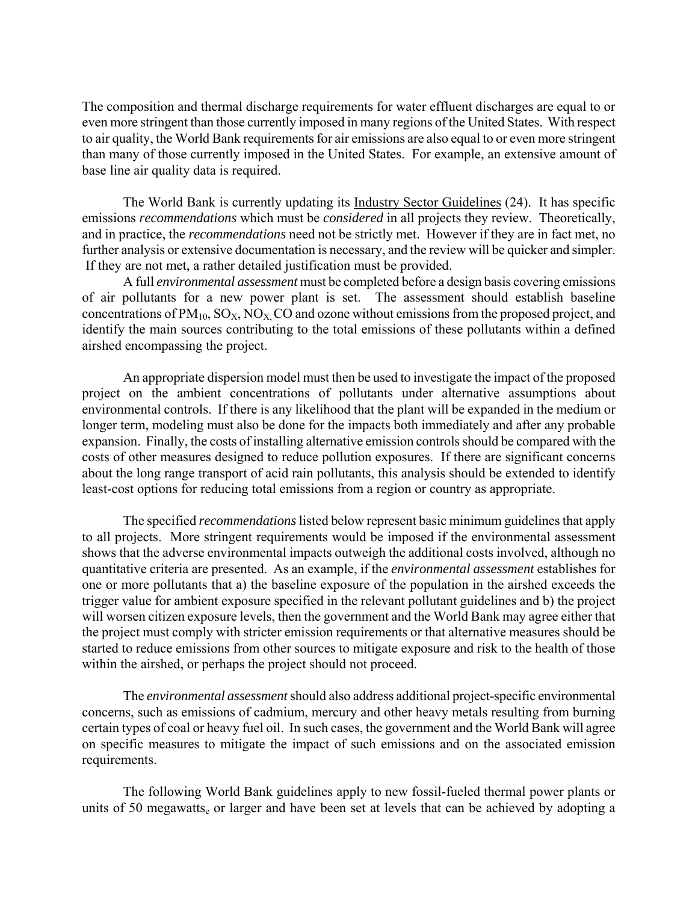The composition and thermal discharge requirements for water effluent discharges are equal to or even more stringent than those currently imposed in many regions of the United States. With respect to air quality, the World Bank requirements for air emissions are also equal to or even more stringent than many of those currently imposed in the United States. For example, an extensive amount of base line air quality data is required.

The World Bank is currently updating its Industry Sector Guidelines (24). It has specific emissions *recommendations* which must be *considered* in all projects they review. Theoretically, and in practice, the *recommendations* need not be strictly met. However if they are in fact met, no further analysis or extensive documentation is necessary, and the review will be quicker and simpler. If they are not met, a rather detailed justification must be provided.

A full *environmental assessment* must be completed before a design basis covering emissions of air pollutants for a new power plant is set. The assessment should establish baseline concentrations of $PM_{10}$, $SO_X$, $NO_X$, CO and ozone without emissions from the proposed project, and identify the main sources contributing to the total emissions of these pollutants within a defined airshed encompassing the project.

An appropriate dispersion model must then be used to investigate the impact of the proposed project on the ambient concentrations of pollutants under alternative assumptions about environmental controls. If there is any likelihood that the plant will be expanded in the medium or longer term, modeling must also be done for the impacts both immediately and after any probable expansion. Finally, the costs of installing alternative emission controls should be compared with the costs of other measures designed to reduce pollution exposures. If there are significant concerns about the long range transport of acid rain pollutants, this analysis should be extended to identify least-cost options for reducing total emissions from a region or country as appropriate.

The specified *recommendations* listed below represent basic minimum guidelines that apply to all projects. More stringent requirements would be imposed if the environmental assessment shows that the adverse environmental impacts outweigh the additional costs involved, although no quantitative criteria are presented. As an example, if the *environmental assessment* establishes for one or more pollutants that a) the baseline exposure of the population in the airshed exceeds the trigger value for ambient exposure specified in the relevant pollutant guidelines and b) the project will worsen citizen exposure levels, then the government and the World Bank may agree either that the project must comply with stricter emission requirements or that alternative measures should be started to reduce emissions from other sources to mitigate exposure and risk to the health of those within the airshed, or perhaps the project should not proceed.

The *environmental assessment* should also address additional project-specific environmental concerns, such as emissions of cadmium, mercury and other heavy metals resulting from burning certain types of coal or heavy fuel oil. In such cases, the government and the World Bank will agree on specific measures to mitigate the impact of such emissions and on the associated emission requirements.

The following World Bank guidelines apply to new fossil-fueled thermal power plants or units of 50 $\text{megawatts}_e$ or larger and have been set at levels that can be achieved by adopting a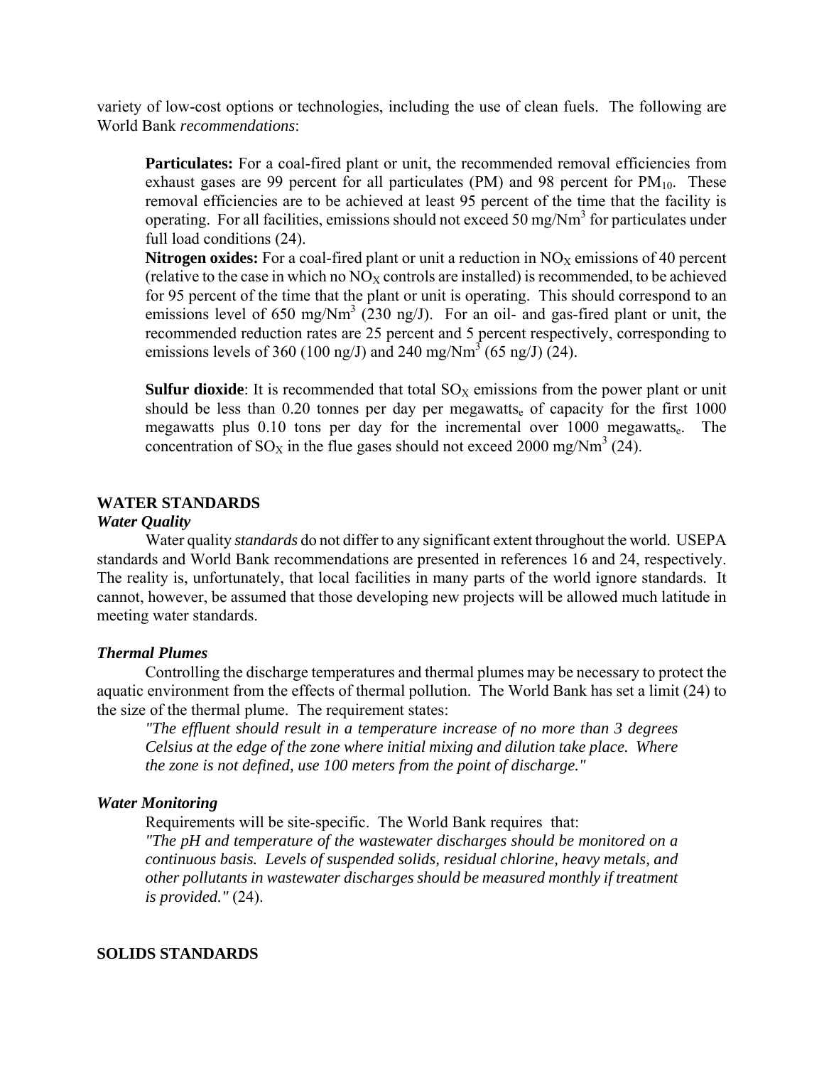variety of low-cost options or technologies, including the use of clean fuels. The following are World Bank *recommendations*:

> **Particulates:** For a coal-fired plant or unit, the recommended removal efficiencies from exhaust gases are 99 percent for all particulates (PM) and 98 percent for $PM_{10}$. These removal efficiencies are to be achieved at least 95 percent of the time that the facility is operating. For all facilities, emissions should not exceed 50 mg/Nm$^3$ for particulates under full load conditions (24).
>
> **Nitrogen oxides:** For a coal-fired plant or unit a reduction in $NO_X$ emissions of 40 percent (relative to the case in which no $NO_X$ controls are installed) is recommended, to be achieved for 95 percent of the time that the plant or unit is operating. This should correspond to an emissions level of 650 mg/Nm$^3$ (230 ng/J). For an oil- and gas-fired plant or unit, the recommended reduction rates are 25 percent and 5 percent respectively, corresponding to emissions levels of 360 (100 ng/J) and 240 mg/Nm$^3$ (65 ng/J) (24).
>
> **Sulfur dioxide**: It is recommended that total $SO_X$ emissions from the power plant or unit should be less than 0.20 tonnes per day per megawatts$_e$ of capacity for the first 1000 megawatts plus 0.10 tons per day for the incremental over 1000 megawatts$_e$. The concentration of $SO_X$ in the flue gases should not exceed 2000 mg/Nm$^3$ (24).

## WATER STANDARDS

### *Water Quality*

Water quality *standards* do not differ to any significant extent throughout the world. USEPA standards and World Bank recommendations are presented in references 16 and 24, respectively. The reality is, unfortunately, that local facilities in many parts of the world ignore standards. It cannot, however, be assumed that those developing new projects will be allowed much latitude in meeting water standards.

### *Thermal Plumes*

Controlling the discharge temperatures and thermal plumes may be necessary to protect the aquatic environment from the effects of thermal pollution. The World Bank has set a limit (24) to the size of the thermal plume. The requirement states:

> *"The effluent should result in a temperature increase of no more than 3 degrees Celsius at the edge of the zone where initial mixing and dilution take place. Where the zone is not defined, use 100 meters from the point of discharge."*

### *Water Monitoring*

Requirements will be site-specific. The World Bank requires that:

> *"The pH and temperature of the wastewater discharges should be monitored on a continuous basis. Levels of suspended solids, residual chlorine, heavy metals, and other pollutants in wastewater discharges should be measured monthly if treatment is provided."* (24).

## SOLIDS STANDARDS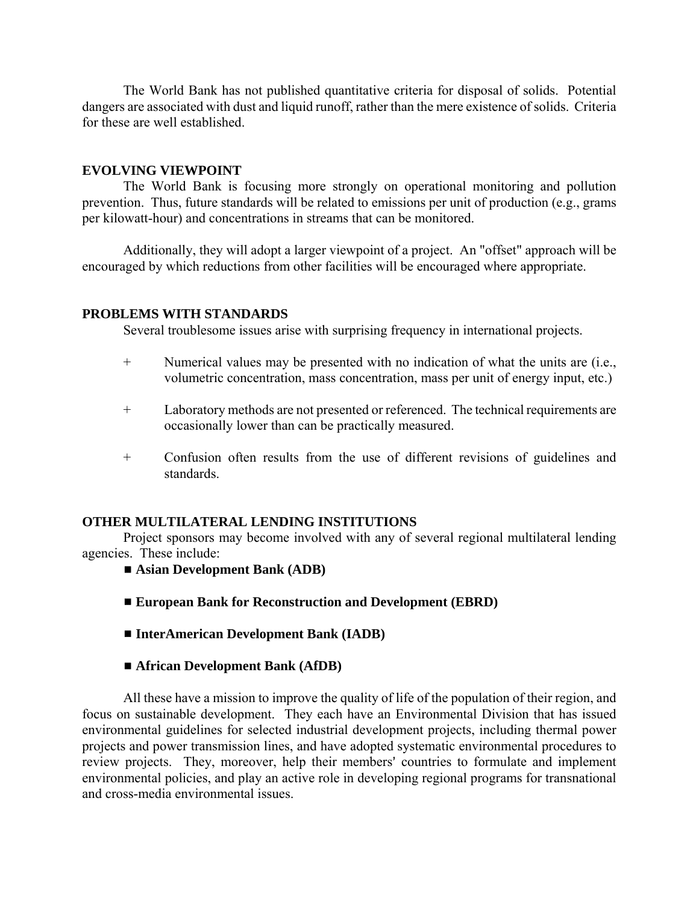The World Bank has not published quantitative criteria for disposal of solids. Potential dangers are associated with dust and liquid runoff, rather than the mere existence of solids. Criteria for these are well established.

## EVOLVING VIEWPOINT

The World Bank is focusing more strongly on operational monitoring and pollution prevention. Thus, future standards will be related to emissions per unit of production (e.g., grams per kilowatt-hour) and concentrations in streams that can be monitored.

Additionally, they will adopt a larger viewpoint of a project. An "offset" approach will be encouraged by which reductions from other facilities will be encouraged where appropriate.

## PROBLEMS WITH STANDARDS

Several troublesome issues arise with surprising frequency in international projects.

+ Numerical values may be presented with no indication of what the units are (i.e., volumetric concentration, mass concentration, mass per unit of energy input, etc.)

+ Laboratory methods are not presented or referenced. The technical requirements are occasionally lower than can be practically measured.

+ Confusion often results from the use of different revisions of guidelines and standards.

## OTHER MULTILATERAL LENDING INSTITUTIONS

Project sponsors may become involved with any of several regional multilateral lending agencies. These include:

- **Asian Development Bank (ADB)**
- **European Bank for Reconstruction and Development (EBRD)**
- **InterAmerican Development Bank (IADB)**
- **African Development Bank (AfDB)**

All these have a mission to improve the quality of life of the population of their region, and focus on sustainable development. They each have an Environmental Division that has issued environmental guidelines for selected industrial development projects, including thermal power projects and power transmission lines, and have adopted systematic environmental procedures to review projects. They, moreover, help their members' countries to formulate and implement environmental policies, and play an active role in developing regional programs for transnational and cross-media environmental issues.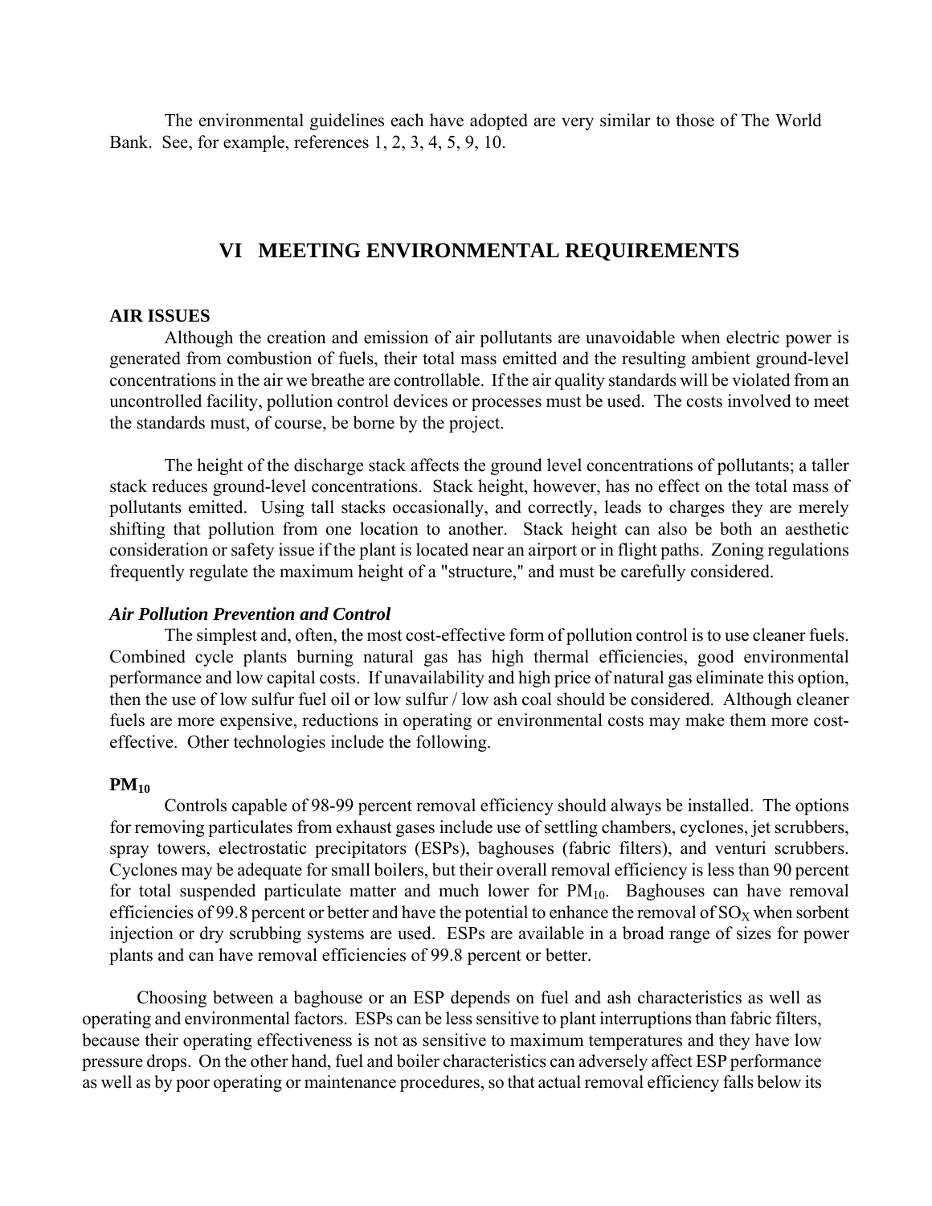The environmental guidelines each have adopted are very similar to those of The World Bank. See, for example, references 1, 2, 3, 4, 5, 9, 10.

## VI MEETING ENVIRONMENTAL REQUIREMENTS

### AIR ISSUES

Although the creation and emission of air pollutants are unavoidable when electric power is generated from combustion of fuels, their total mass emitted and the resulting ambient ground-level concentrations in the air we breathe are controllable. If the air quality standards will be violated from an uncontrolled facility, pollution control devices or processes must be used. The costs involved to meet the standards must, of course, be borne by the project.

The height of the discharge stack affects the ground level concentrations of pollutants; a taller stack reduces ground-level concentrations. Stack height, however, has no effect on the total mass of pollutants emitted. Using tall stacks occasionally, and correctly, leads to charges they are merely shifting that pollution from one location to another. Stack height can also be both an aesthetic consideration or safety issue if the plant is located near an airport or in flight paths. Zoning regulations frequently regulate the maximum height of a "structure," and must be carefully considered.

#### *Air Pollution Prevention and Control*

The simplest and, often, the most cost-effective form of pollution control is to use cleaner fuels. Combined cycle plants burning natural gas has high thermal efficiencies, good environmental performance and low capital costs. If unavailability and high price of natural gas eliminate this option, then the use of low sulfur fuel oil or low sulfur / low ash coal should be considered. Although cleaner fuels are more expensive, reductions in operating or environmental costs may make them more cost-effective. Other technologies include the following.

#### $PM_{10}$

Controls capable of 98-99 percent removal efficiency should always be installed. The options for removing particulates from exhaust gases include use of settling chambers, cyclones, jet scrubbers, spray towers, electrostatic precipitators (ESPs), baghouses (fabric filters), and venturi scrubbers. Cyclones may be adequate for small boilers, but their overall removal efficiency is less than 90 percent for total suspended particulate matter and much lower for $PM_{10}$. Baghouses can have removal efficiencies of 99.8 percent or better and have the potential to enhance the removal of $SO_X$ when sorbent injection or dry scrubbing systems are used. ESPs are available in a broad range of sizes for power plants and can have removal efficiencies of 99.8 percent or better.

Choosing between a baghouse or an ESP depends on fuel and ash characteristics as well as operating and environmental factors. ESPs can be less sensitive to plant interruptions than fabric filters, because their operating effectiveness is not as sensitive to maximum temperatures and they have low pressure drops. On the other hand, fuel and boiler characteristics can adversely affect ESP performance as well as by poor operating or maintenance procedures, so that actual removal efficiency falls below its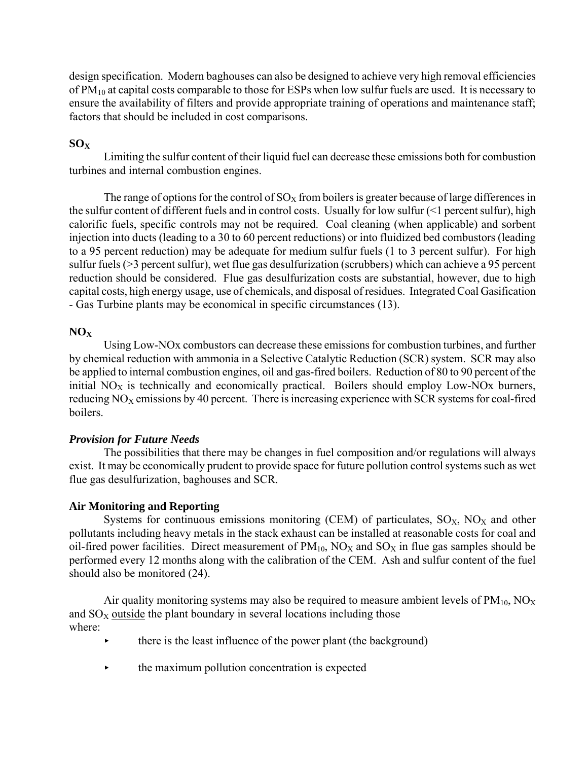design specification. Modern baghouses can also be designed to achieve very high removal efficiencies of $PM_{10}$ at capital costs comparable to those for ESPs when low sulfur fuels are used. It is necessary to ensure the availability of filters and provide appropriate training of operations and maintenance staff; factors that should be included in cost comparisons.

**$SO_X$**

Limiting the sulfur content of their liquid fuel can decrease these emissions both for combustion turbines and internal combustion engines.

The range of options for the control of $SO_X$ from boilers is greater because of large differences in the sulfur content of different fuels and in control costs. Usually for low sulfur (<1 percent sulfur), high calorific fuels, specific controls may not be required. Coal cleaning (when applicable) and sorbent injection into ducts (leading to a 30 to 60 percent reductions) or into fluidized bed combustors (leading to a 95 percent reduction) may be adequate for medium sulfur fuels (1 to 3 percent sulfur). For high sulfur fuels (>3 percent sulfur), wet flue gas desulfurization (scrubbers) which can achieve a 95 percent reduction should be considered. Flue gas desulfurization costs are substantial, however, due to high capital costs, high energy usage, use of chemicals, and disposal of residues. Integrated Coal Gasification - Gas Turbine plants may be economical in specific circumstances (13).

**$NO_X$**

Using Low-NOx combustors can decrease these emissions for combustion turbines, and further by chemical reduction with ammonia in a Selective Catalytic Reduction (SCR) system. SCR may also be applied to internal combustion engines, oil and gas-fired boilers. Reduction of 80 to 90 percent of the initial $NO_X$ is technically and economically practical. Boilers should employ Low-NOx burners, reducing $NO_X$ emissions by 40 percent. There is increasing experience with SCR systems for coal-fired boilers.

***Provision for Future Needs***

The possibilities that there may be changes in fuel composition and/or regulations will always exist. It may be economically prudent to provide space for future pollution control systems such as wet flue gas desulfurization, baghouses and SCR.

**Air Monitoring and Reporting**

Systems for continuous emissions monitoring (CEM) of particulates, $SO_X$, $NO_X$ and other pollutants including heavy metals in the stack exhaust can be installed at reasonable costs for coal and oil-fired power facilities. Direct measurement of $PM_{10}$, $NO_X$ and $SO_X$ in flue gas samples should be performed every 12 months along with the calibration of the CEM. Ash and sulfur content of the fuel should also be monitored (24).

Air quality monitoring systems may also be required to measure ambient levels of $PM_{10}$, $NO_X$ and $SO_X$ <u>outside</u> the plant boundary in several locations including those where:

- there is the least influence of the power plant (the background)
- the maximum pollution concentration is expected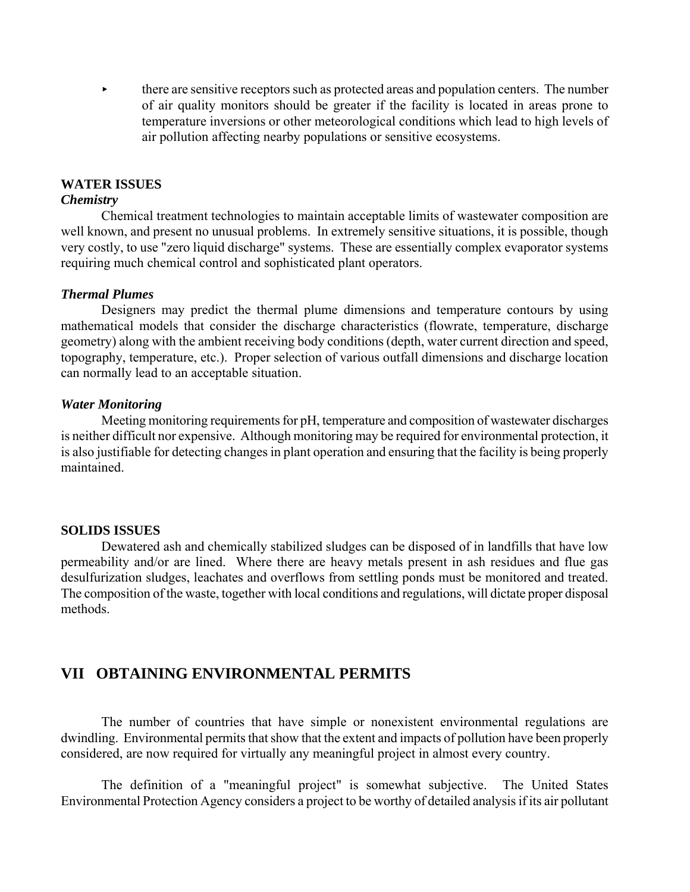- there are sensitive receptors such as protected areas and population centers. The number of air quality monitors should be greater if the facility is located in areas prone to temperature inversions or other meteorological conditions which lead to high levels of air pollution affecting nearby populations or sensitive ecosystems.

## WATER ISSUES

### *Chemistry*

Chemical treatment technologies to maintain acceptable limits of wastewater composition are well known, and present no unusual problems. In extremely sensitive situations, it is possible, though very costly, to use "zero liquid discharge" systems. These are essentially complex evaporator systems requiring much chemical control and sophisticated plant operators.

### *Thermal Plumes*

Designers may predict the thermal plume dimensions and temperature contours by using mathematical models that consider the discharge characteristics (flowrate, temperature, discharge geometry) along with the ambient receiving body conditions (depth, water current direction and speed, topography, temperature, etc.). Proper selection of various outfall dimensions and discharge location can normally lead to an acceptable situation.

### *Water Monitoring*

Meeting monitoring requirements for pH, temperature and composition of wastewater discharges is neither difficult nor expensive. Although monitoring may be required for environmental protection, it is also justifiable for detecting changes in plant operation and ensuring that the facility is being properly maintained.

## SOLIDS ISSUES

Dewatered ash and chemically stabilized sludges can be disposed of in landfills that have low permeability and/or are lined. Where there are heavy metals present in ash residues and flue gas desulfurization sludges, leachates and overflows from settling ponds must be monitored and treated. The composition of the waste, together with local conditions and regulations, will dictate proper disposal methods.

# VII OBTAINING ENVIRONMENTAL PERMITS

The number of countries that have simple or nonexistent environmental regulations are dwindling. Environmental permits that show that the extent and impacts of pollution have been properly considered, are now required for virtually any meaningful project in almost every country.

The definition of a "meaningful project" is somewhat subjective. The United States Environmental Protection Agency considers a project to be worthy of detailed analysis if its air pollutant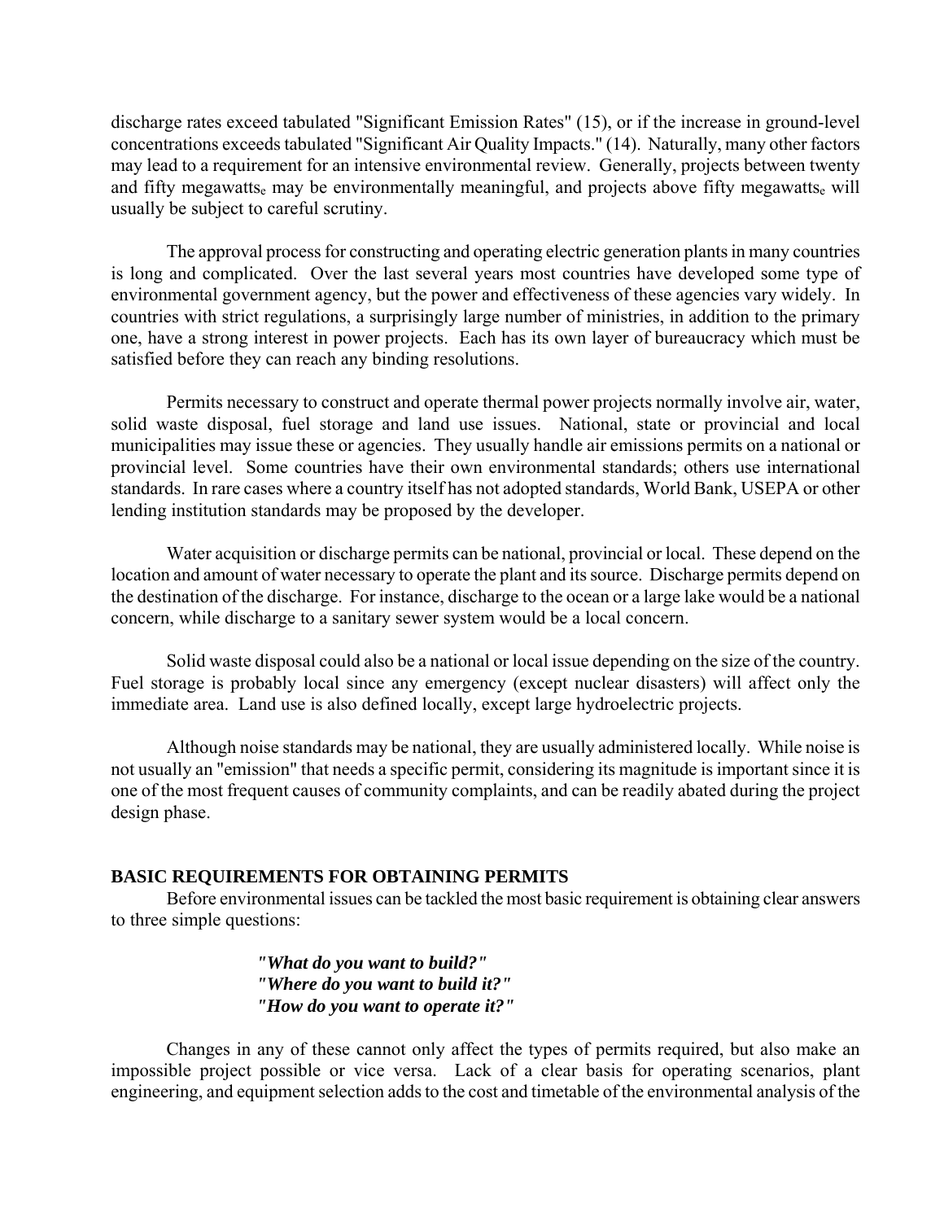discharge rates exceed tabulated "Significant Emission Rates" (15), or if the increase in ground-level concentrations exceeds tabulated "Significant Air Quality Impacts." (14). Naturally, many other factors may lead to a requirement for an intensive environmental review. Generally, projects between twenty and fifty $\text{megawatts}_e$ may be environmentally meaningful, and projects above fifty $\text{megawatts}_e$ will usually be subject to careful scrutiny.

The approval process for constructing and operating electric generation plants in many countries is long and complicated. Over the last several years most countries have developed some type of environmental government agency, but the power and effectiveness of these agencies vary widely. In countries with strict regulations, a surprisingly large number of ministries, in addition to the primary one, have a strong interest in power projects. Each has its own layer of bureaucracy which must be satisfied before they can reach any binding resolutions.

Permits necessary to construct and operate thermal power projects normally involve air, water, solid waste disposal, fuel storage and land use issues. National, state or provincial and local municipalities may issue these or agencies. They usually handle air emissions permits on a national or provincial level. Some countries have their own environmental standards; others use international standards. In rare cases where a country itself has not adopted standards, World Bank, USEPA or other lending institution standards may be proposed by the developer.

Water acquisition or discharge permits can be national, provincial or local. These depend on the location and amount of water necessary to operate the plant and its source. Discharge permits depend on the destination of the discharge. For instance, discharge to the ocean or a large lake would be a national concern, while discharge to a sanitary sewer system would be a local concern.

Solid waste disposal could also be a national or local issue depending on the size of the country. Fuel storage is probably local since any emergency (except nuclear disasters) will affect only the immediate area. Land use is also defined locally, except large hydroelectric projects.

Although noise standards may be national, they are usually administered locally. While noise is not usually an "emission" that needs a specific permit, considering its magnitude is important since it is one of the most frequent causes of community complaints, and can be readily abated during the project design phase.

## BASIC REQUIREMENTS FOR OBTAINING PERMITS

Before environmental issues can be tackled the most basic requirement is obtaining clear answers to three simple questions:

***"What do you want to build?"***
***"Where do you want to build it?"***
***"How do you want to operate it?"***

Changes in any of these cannot only affect the types of permits required, but also make an impossible project possible or vice versa. Lack of a clear basis for operating scenarios, plant engineering, and equipment selection adds to the cost and timetable of the environmental analysis of the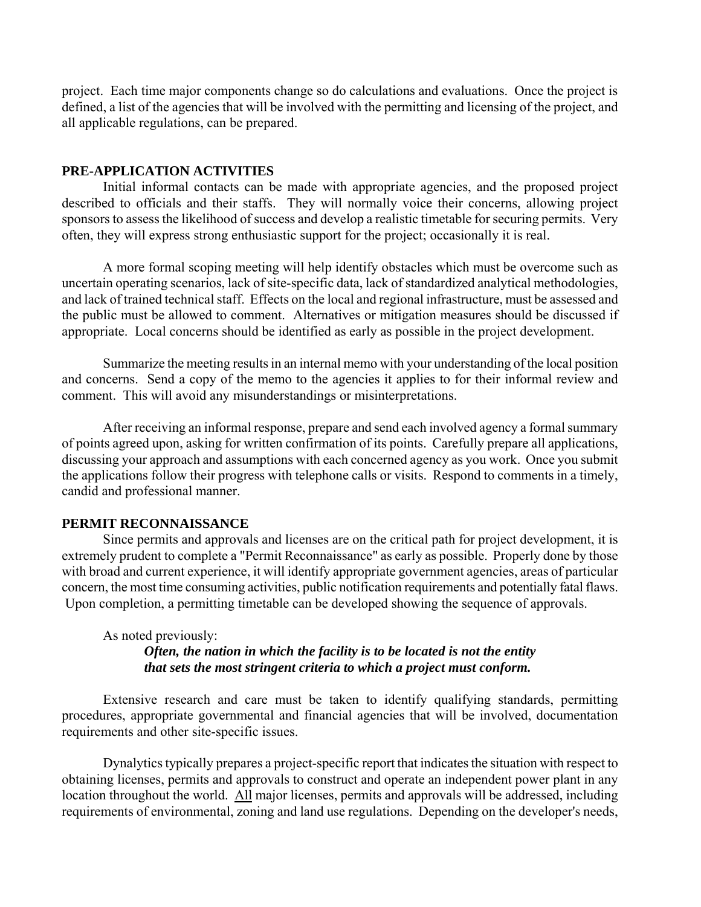project. Each time major components change so do calculations and evaluations. Once the project is defined, a list of the agencies that will be involved with the permitting and licensing of the project, and all applicable regulations, can be prepared.

## PRE-APPLICATION ACTIVITIES

Initial informal contacts can be made with appropriate agencies, and the proposed project described to officials and their staffs. They will normally voice their concerns, allowing project sponsors to assess the likelihood of success and develop a realistic timetable for securing permits. Very often, they will express strong enthusiastic support for the project; occasionally it is real.

A more formal scoping meeting will help identify obstacles which must be overcome such as uncertain operating scenarios, lack of site-specific data, lack of standardized analytical methodologies, and lack of trained technical staff. Effects on the local and regional infrastructure, must be assessed and the public must be allowed to comment. Alternatives or mitigation measures should be discussed if appropriate. Local concerns should be identified as early as possible in the project development.

Summarize the meeting results in an internal memo with your understanding of the local position and concerns. Send a copy of the memo to the agencies it applies to for their informal review and comment. This will avoid any misunderstandings or misinterpretations.

After receiving an informal response, prepare and send each involved agency a formal summary of points agreed upon, asking for written confirmation of its points. Carefully prepare all applications, discussing your approach and assumptions with each concerned agency as you work. Once you submit the applications follow their progress with telephone calls or visits. Respond to comments in a timely, candid and professional manner.

## PERMIT RECONNAISSANCE

Since permits and approvals and licenses are on the critical path for project development, it is extremely prudent to complete a "Permit Reconnaissance" as early as possible. Properly done by those with broad and current experience, it will identify appropriate government agencies, areas of particular concern, the most time consuming activities, public notification requirements and potentially fatal flaws. Upon completion, a permitting timetable can be developed showing the sequence of approvals.

As noted previously:

> ***Often, the nation in which the facility is to be located is not the entity that sets the most stringent criteria to which a project must conform.***

Extensive research and care must be taken to identify qualifying standards, permitting procedures, appropriate governmental and financial agencies that will be involved, documentation requirements and other site-specific issues.

Dynalytics typically prepares a project-specific report that indicates the situation with respect to obtaining licenses, permits and approvals to construct and operate an independent power plant in any location throughout the world. <u>All</u> major licenses, permits and approvals will be addressed, including requirements of environmental, zoning and land use regulations. Depending on the developer's needs,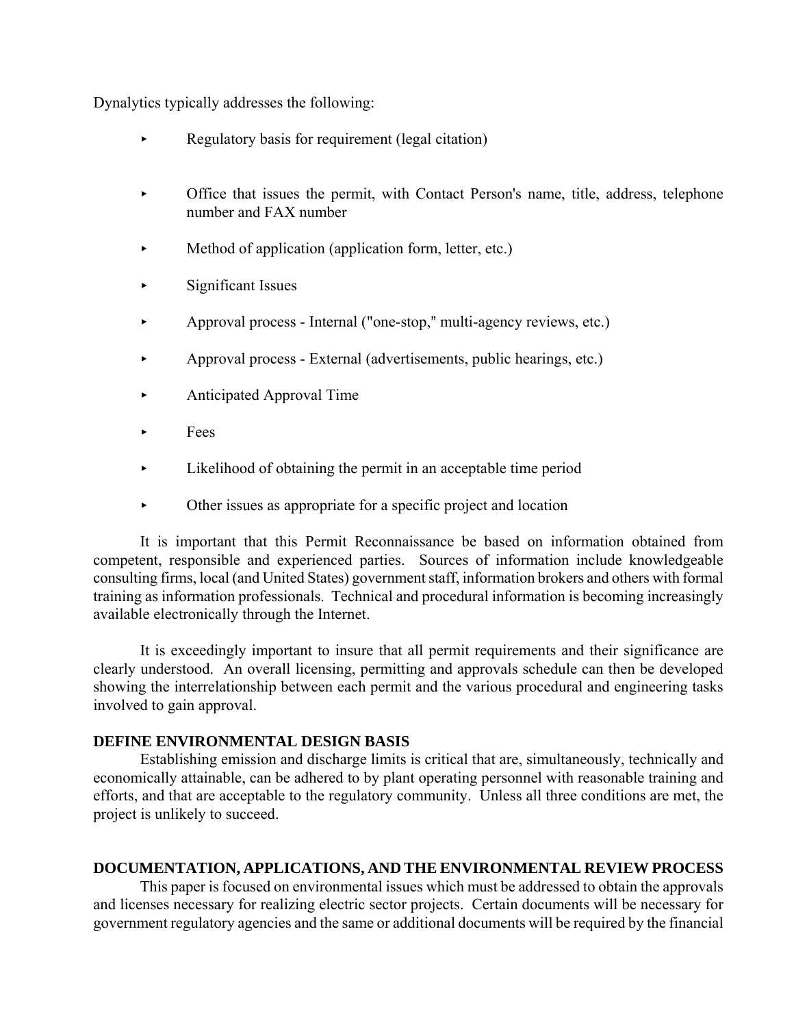Dynalytics typically addresses the following:

- Regulatory basis for requirement (legal citation)
- Office that issues the permit, with Contact Person's name, title, address, telephone number and FAX number
- Method of application (application form, letter, etc.)
- Significant Issues
- Approval process - Internal ("one-stop," multi-agency reviews, etc.)
- Approval process - External (advertisements, public hearings, etc.)
- Anticipated Approval Time
- Fees
- Likelihood of obtaining the permit in an acceptable time period
- Other issues as appropriate for a specific project and location

It is important that this Permit Reconnaissance be based on information obtained from competent, responsible and experienced parties. Sources of information include knowledgeable consulting firms, local (and United States) government staff, information brokers and others with formal training as information professionals. Technical and procedural information is becoming increasingly available electronically through the Internet.

It is exceedingly important to insure that all permit requirements and their significance are clearly understood. An overall licensing, permitting and approvals schedule can then be developed showing the interrelationship between each permit and the various procedural and engineering tasks involved to gain approval.

**DEFINE ENVIRONMENTAL DESIGN BASIS**

Establishing emission and discharge limits is critical that are, simultaneously, technically and economically attainable, can be adhered to by plant operating personnel with reasonable training and efforts, and that are acceptable to the regulatory community. Unless all three conditions are met, the project is unlikely to succeed.

**DOCUMENTATION, APPLICATIONS, AND THE ENVIRONMENTAL REVIEW PROCESS**

This paper is focused on environmental issues which must be addressed to obtain the approvals and licenses necessary for realizing electric sector projects. Certain documents will be necessary for government regulatory agencies and the same or additional documents will be required by the financial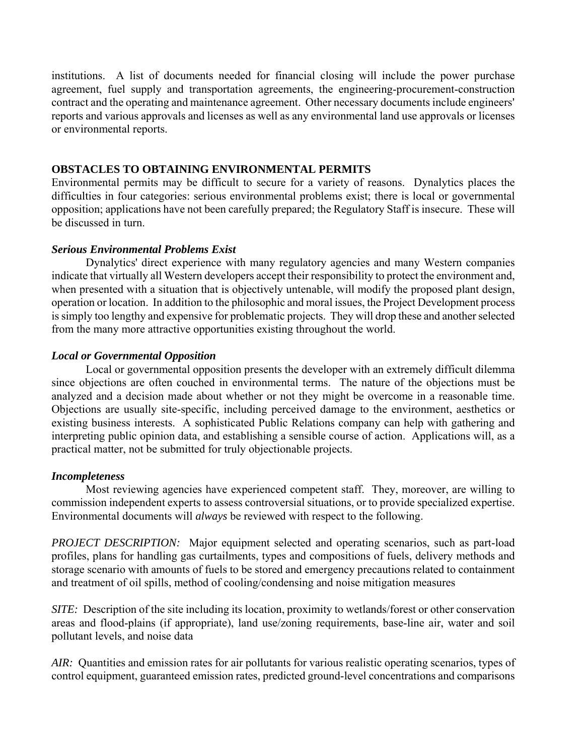institutions. A list of documents needed for financial closing will include the power purchase agreement, fuel supply and transportation agreements, the engineering-procurement-construction contract and the operating and maintenance agreement. Other necessary documents include engineers' reports and various approvals and licenses as well as any environmental land use approvals or licenses or environmental reports.

## OBSTACLES TO OBTAINING ENVIRONMENTAL PERMITS

Environmental permits may be difficult to secure for a variety of reasons. Dynalytics places the difficulties in four categories: serious environmental problems exist; there is local or governmental opposition; applications have not been carefully prepared; the Regulatory Staff is insecure. These will be discussed in turn.

### *Serious Environmental Problems Exist*

Dynalytics' direct experience with many regulatory agencies and many Western companies indicate that virtually all Western developers accept their responsibility to protect the environment and, when presented with a situation that is objectively untenable, will modify the proposed plant design, operation or location. In addition to the philosophic and moral issues, the Project Development process is simply too lengthy and expensive for problematic projects. They will drop these and another selected from the many more attractive opportunities existing throughout the world.

### *Local or Governmental Opposition*

Local or governmental opposition presents the developer with an extremely difficult dilemma since objections are often couched in environmental terms. The nature of the objections must be analyzed and a decision made about whether or not they might be overcome in a reasonable time. Objections are usually site-specific, including perceived damage to the environment, aesthetics or existing business interests. A sophisticated Public Relations company can help with gathering and interpreting public opinion data, and establishing a sensible course of action. Applications will, as a practical matter, not be submitted for truly objectionable projects.

### *Incompleteness*

Most reviewing agencies have experienced competent staff. They, moreover, are willing to commission independent experts to assess controversial situations, or to provide specialized expertise. Environmental documents will *always* be reviewed with respect to the following.

*PROJECT DESCRIPTION:* Major equipment selected and operating scenarios, such as part-load profiles, plans for handling gas curtailments, types and compositions of fuels, delivery methods and storage scenario with amounts of fuels to be stored and emergency precautions related to containment and treatment of oil spills, method of cooling/condensing and noise mitigation measures

*SITE:* Description of the site including its location, proximity to wetlands/forest or other conservation areas and flood-plains (if appropriate), land use/zoning requirements, base-line air, water and soil pollutant levels, and noise data

*AIR:* Quantities and emission rates for air pollutants for various realistic operating scenarios, types of control equipment, guaranteed emission rates, predicted ground-level concentrations and comparisons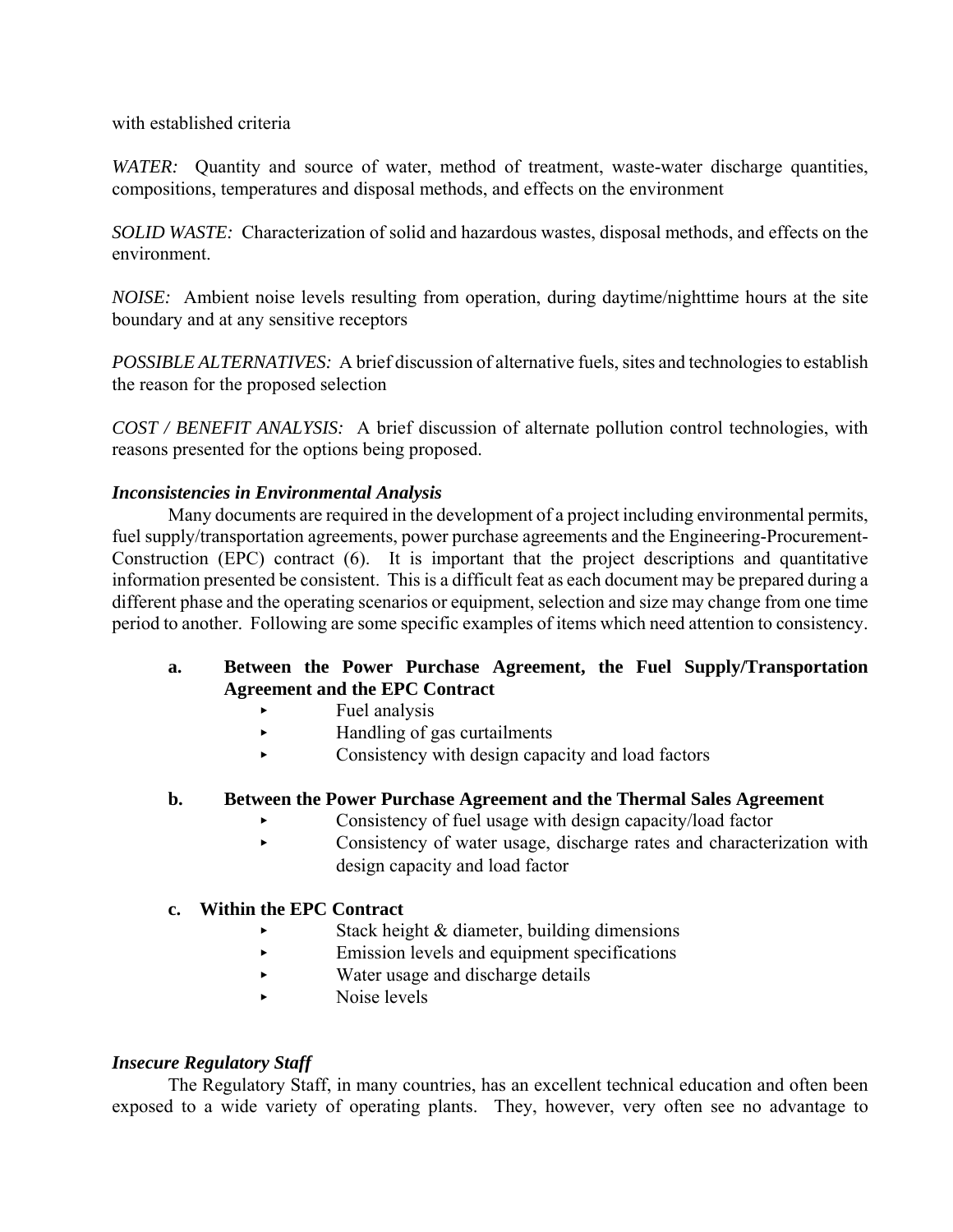with established criteria

*WATER:* Quantity and source of water, method of treatment, waste-water discharge quantities, compositions, temperatures and disposal methods, and effects on the environment

*SOLID WASTE:* Characterization of solid and hazardous wastes, disposal methods, and effects on the environment.

*NOISE:* Ambient noise levels resulting from operation, during daytime/nighttime hours at the site boundary and at any sensitive receptors

*POSSIBLE ALTERNATIVES:* A brief discussion of alternative fuels, sites and technologies to establish the reason for the proposed selection

*COST / BENEFIT ANALYSIS:* A brief discussion of alternate pollution control technologies, with reasons presented for the options being proposed.

***Inconsistencies in Environmental Analysis***

Many documents are required in the development of a project including environmental permits, fuel supply/transportation agreements, power purchase agreements and the Engineering-Procurement-Construction (EPC) contract (6). It is important that the project descriptions and quantitative information presented be consistent. This is a difficult feat as each document may be prepared during a different phase and the operating scenarios or equipment, selection and size may change from one time period to another. Following are some specific examples of items which need attention to consistency.

**a. Between the Power Purchase Agreement, the Fuel Supply/Transportation Agreement and the EPC Contract**

- Fuel analysis
- Handling of gas curtailments
- Consistency with design capacity and load factors

**b. Between the Power Purchase Agreement and the Thermal Sales Agreement**

- Consistency of fuel usage with design capacity/load factor
- Consistency of water usage, discharge rates and characterization with design capacity and load factor

**c. Within the EPC Contract**

- Stack height & diameter, building dimensions
- Emission levels and equipment specifications
- Water usage and discharge details
- Noise levels

***Insecure Regulatory Staff***

The Regulatory Staff, in many countries, has an excellent technical education and often been exposed to a wide variety of operating plants. They, however, very often see no advantage to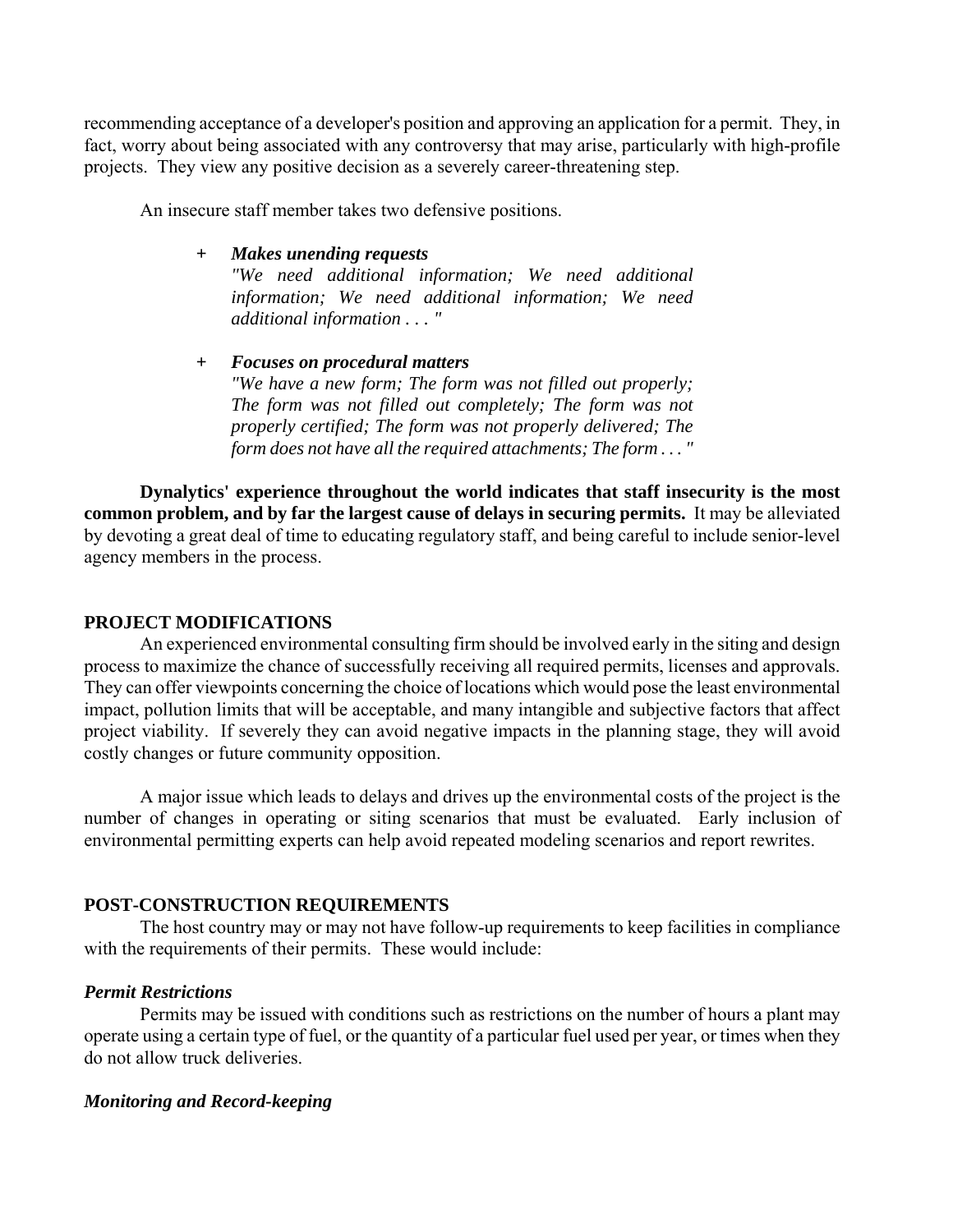recommending acceptance of a developer's position and approving an application for a permit. They, in fact, worry about being associated with any controversy that may arise, particularly with high-profile projects. They view any positive decision as a severely career-threatening step.

An insecure staff member takes two defensive positions.

+ ***Makes unending requests***
  *"We need additional information; We need additional information; We need additional information; We need additional information . . . "*

+ ***Focuses on procedural matters***
  *"We have a new form; The form was not filled out properly; The form was not filled out completely; The form was not properly certified; The form was not properly delivered; The form does not have all the required attachments; The form . . . "*

**Dynalytics' experience throughout the world indicates that staff insecurity is the most common problem, and by far the largest cause of delays in securing permits.** It may be alleviated by devoting a great deal of time to educating regulatory staff, and being careful to include senior-level agency members in the process.

## PROJECT MODIFICATIONS

An experienced environmental consulting firm should be involved early in the siting and design process to maximize the chance of successfully receiving all required permits, licenses and approvals. They can offer viewpoints concerning the choice of locations which would pose the least environmental impact, pollution limits that will be acceptable, and many intangible and subjective factors that affect project viability. If severely they can avoid negative impacts in the planning stage, they will avoid costly changes or future community opposition.

A major issue which leads to delays and drives up the environmental costs of the project is the number of changes in operating or siting scenarios that must be evaluated. Early inclusion of environmental permitting experts can help avoid repeated modeling scenarios and report rewrites.

## POST-CONSTRUCTION REQUIREMENTS

The host country may or may not have follow-up requirements to keep facilities in compliance with the requirements of their permits. These would include:

### *Permit Restrictions*

Permits may be issued with conditions such as restrictions on the number of hours a plant may operate using a certain type of fuel, or the quantity of a particular fuel used per year, or times when they do not allow truck deliveries.

### *Monitoring and Record-keeping*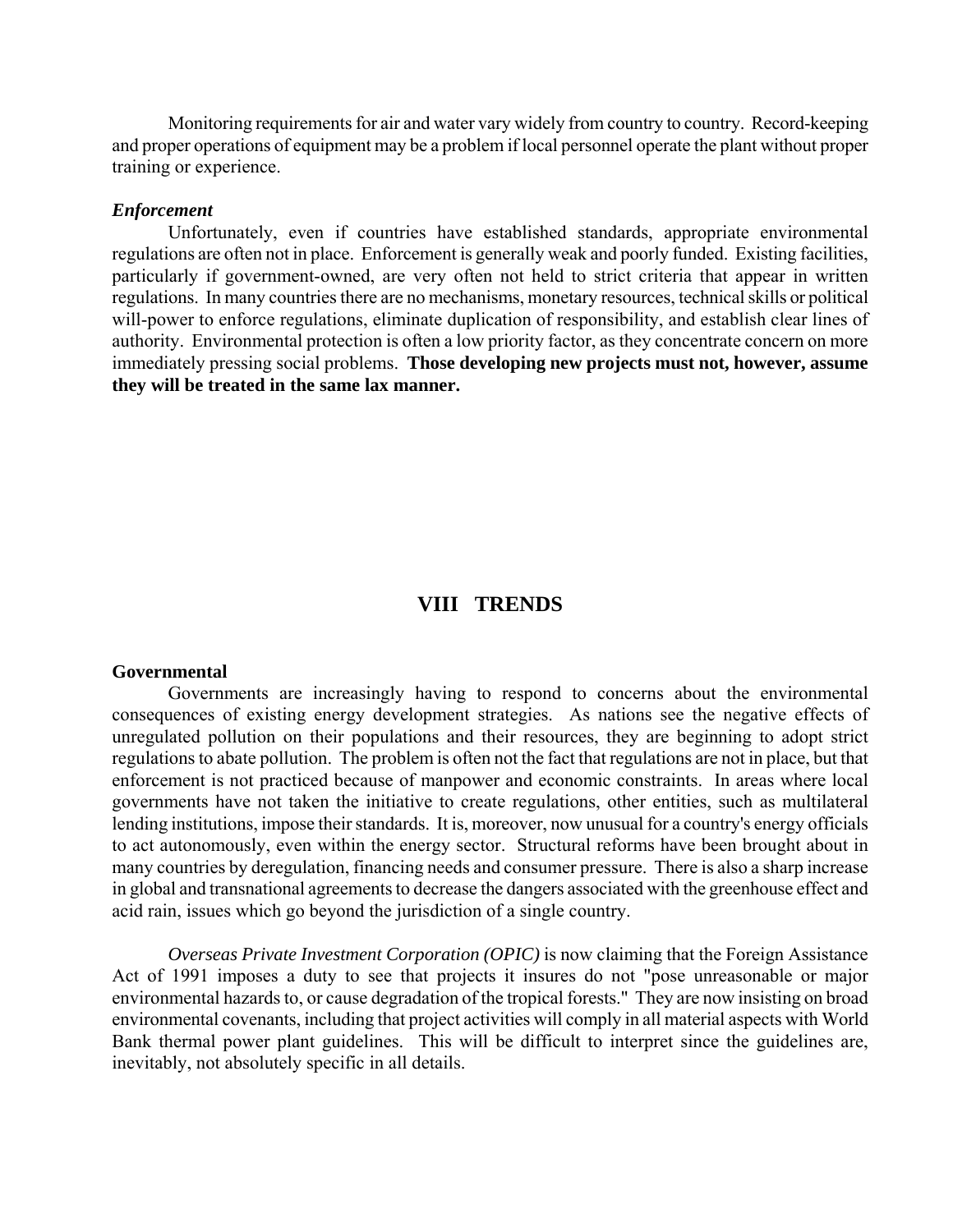Monitoring requirements for air and water vary widely from country to country. Record-keeping and proper operations of equipment may be a problem if local personnel operate the plant without proper training or experience.

***Enforcement***

Unfortunately, even if countries have established standards, appropriate environmental regulations are often not in place. Enforcement is generally weak and poorly funded. Existing facilities, particularly if government-owned, are very often not held to strict criteria that appear in written regulations. In many countries there are no mechanisms, monetary resources, technical skills or political will-power to enforce regulations, eliminate duplication of responsibility, and establish clear lines of authority. Environmental protection is often a low priority factor, as they concentrate concern on more immediately pressing social problems. **Those developing new projects must not, however, assume they will be treated in the same lax manner.**

# VIII TRENDS

**Governmental**

Governments are increasingly having to respond to concerns about the environmental consequences of existing energy development strategies. As nations see the negative effects of unregulated pollution on their populations and their resources, they are beginning to adopt strict regulations to abate pollution. The problem is often not the fact that regulations are not in place, but that enforcement is not practiced because of manpower and economic constraints. In areas where local governments have not taken the initiative to create regulations, other entities, such as multilateral lending institutions, impose their standards. It is, moreover, now unusual for a country's energy officials to act autonomously, even within the energy sector. Structural reforms have been brought about in many countries by deregulation, financing needs and consumer pressure. There is also a sharp increase in global and transnational agreements to decrease the dangers associated with the greenhouse effect and acid rain, issues which go beyond the jurisdiction of a single country.

*Overseas Private Investment Corporation (OPIC)* is now claiming that the Foreign Assistance Act of 1991 imposes a duty to see that projects it insures do not "pose unreasonable or major environmental hazards to, or cause degradation of the tropical forests." They are now insisting on broad environmental covenants, including that project activities will comply in all material aspects with World Bank thermal power plant guidelines. This will be difficult to interpret since the guidelines are, inevitably, not absolutely specific in all details.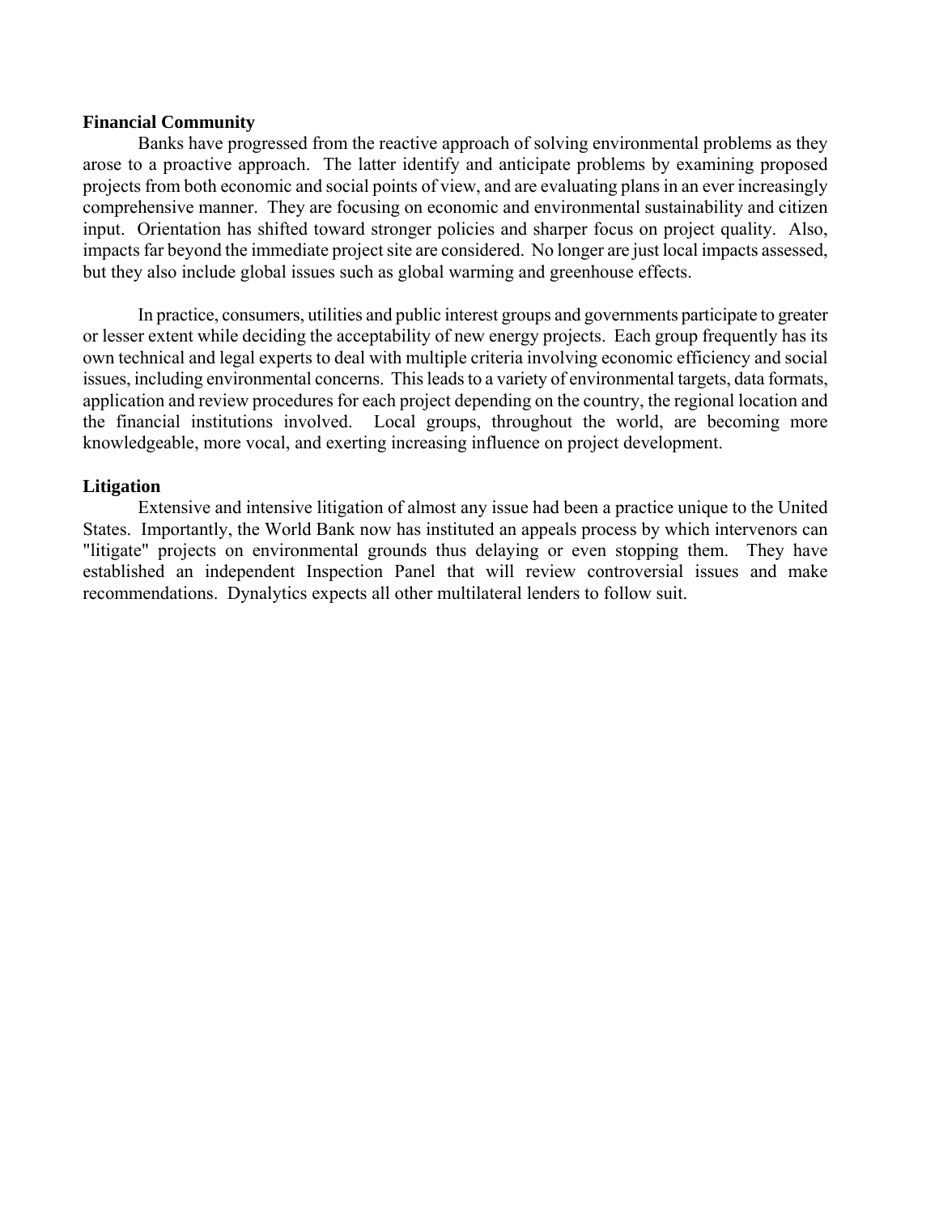**Financial Community**

Banks have progressed from the reactive approach of solving environmental problems as they arose to a proactive approach. The latter identify and anticipate problems by examining proposed projects from both economic and social points of view, and are evaluating plans in an ever increasingly comprehensive manner. They are focusing on economic and environmental sustainability and citizen input. Orientation has shifted toward stronger policies and sharper focus on project quality. Also, impacts far beyond the immediate project site are considered. No longer are just local impacts assessed, but they also include global issues such as global warming and greenhouse effects.

In practice, consumers, utilities and public interest groups and governments participate to greater or lesser extent while deciding the acceptability of new energy projects. Each group frequently has its own technical and legal experts to deal with multiple criteria involving economic efficiency and social issues, including environmental concerns. This leads to a variety of environmental targets, data formats, application and review procedures for each project depending on the country, the regional location and the financial institutions involved. Local groups, throughout the world, are becoming more knowledgeable, more vocal, and exerting increasing influence on project development.

**Litigation**

Extensive and intensive litigation of almost any issue had been a practice unique to the United States. Importantly, the World Bank now has instituted an appeals process by which intervenors can "litigate" projects on environmental grounds thus delaying or even stopping them. They have established an independent Inspection Panel that will review controversial issues and make recommendations. Dynalytics expects all other multilateral lenders to follow suit.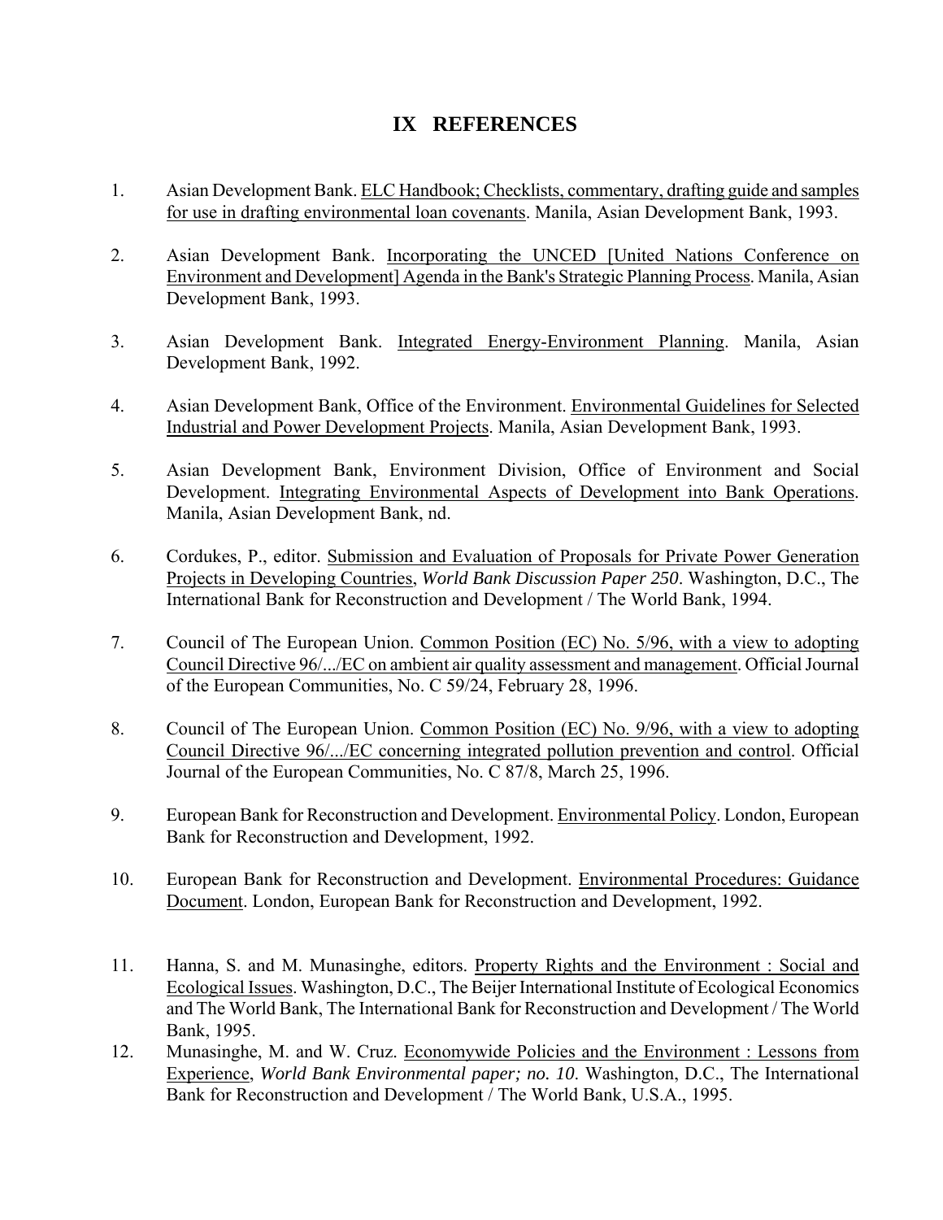# IX REFERENCES

1. Asian Development Bank. ELC Handbook; Checklists, commentary, drafting guide and samples for use in drafting environmental loan covenants. Manila, Asian Development Bank, 1993.

2. Asian Development Bank. Incorporating the UNCED [United Nations Conference on Environment and Development] Agenda in the Bank's Strategic Planning Process. Manila, Asian Development Bank, 1993.

3. Asian Development Bank. Integrated Energy-Environment Planning. Manila, Asian Development Bank, 1992.

4. Asian Development Bank, Office of the Environment. Environmental Guidelines for Selected Industrial and Power Development Projects. Manila, Asian Development Bank, 1993.

5. Asian Development Bank, Environment Division, Office of Environment and Social Development. Integrating Environmental Aspects of Development into Bank Operations. Manila, Asian Development Bank, nd.

6. Cordukes, P., editor. Submission and Evaluation of Proposals for Private Power Generation Projects in Developing Countries, *World Bank Discussion Paper 250*. Washington, D.C., The International Bank for Reconstruction and Development / The World Bank, 1994.

7. Council of The European Union. Common Position (EC) No. 5/96, with a view to adopting Council Directive 96/.../EC on ambient air quality assessment and management. Official Journal of the European Communities, No. C 59/24, February 28, 1996.

8. Council of The European Union. Common Position (EC) No. 9/96, with a view to adopting Council Directive 96/.../EC concerning integrated pollution prevention and control. Official Journal of the European Communities, No. C 87/8, March 25, 1996.

9. European Bank for Reconstruction and Development. Environmental Policy. London, European Bank for Reconstruction and Development, 1992.

10. European Bank for Reconstruction and Development. Environmental Procedures: Guidance Document. London, European Bank for Reconstruction and Development, 1992.

11. Hanna, S. and M. Munasinghe, editors. Property Rights and the Environment : Social and Ecological Issues. Washington, D.C., The Beijer International Institute of Ecological Economics and The World Bank, The International Bank for Reconstruction and Development / The World Bank, 1995.

12. Munasinghe, M. and W. Cruz. Economywide Policies and the Environment : Lessons from Experience, *World Bank Environmental paper; no. 10*. Washington, D.C., The International Bank for Reconstruction and Development / The World Bank, U.S.A., 1995.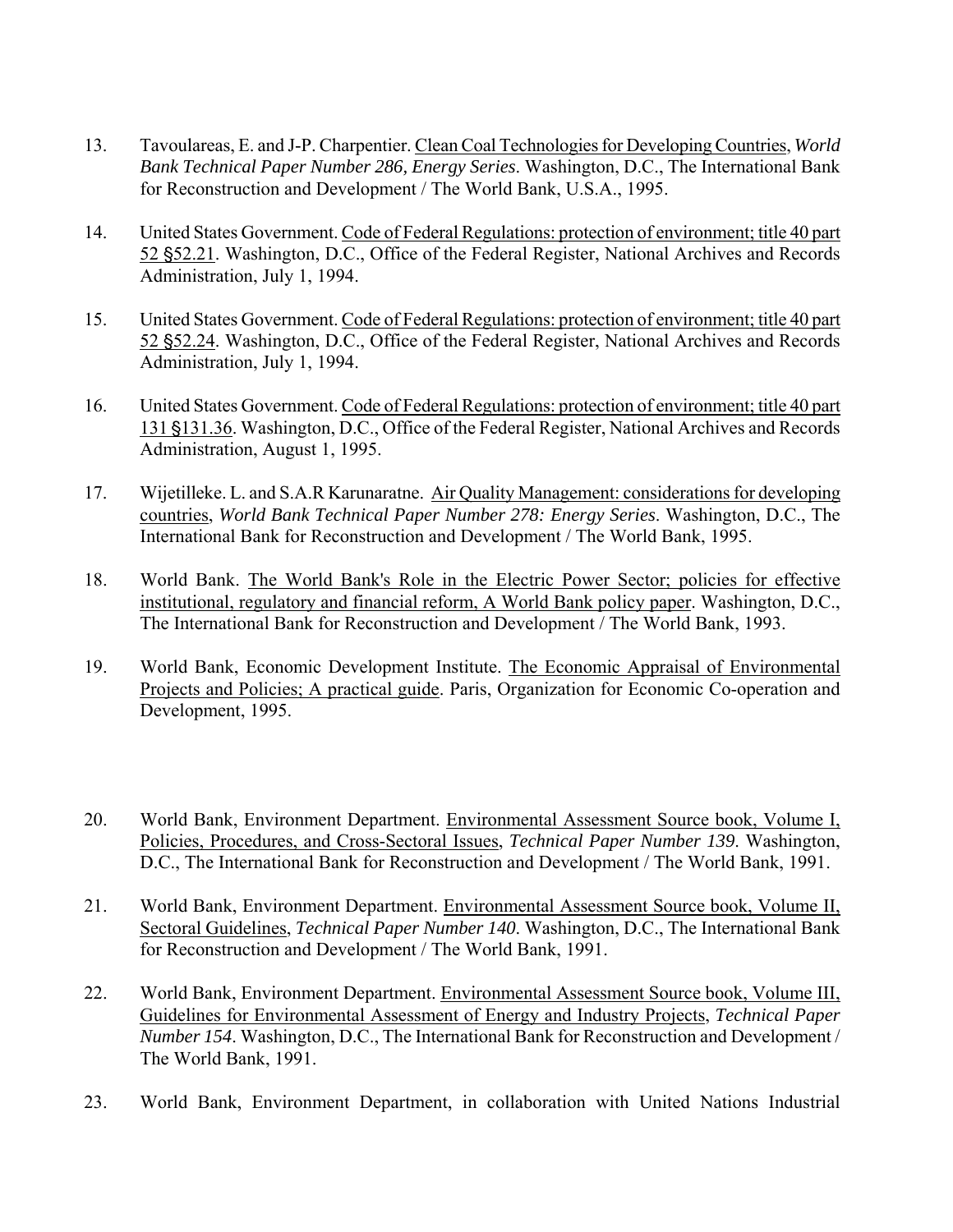13. Tavoulareas, E. and J-P. Charpentier. Clean Coal Technologies for Developing Countries, *World Bank Technical Paper Number 286, Energy Series*. Washington, D.C., The International Bank for Reconstruction and Development / The World Bank, U.S.A., 1995.

14. United States Government. Code of Federal Regulations: protection of environment; title 40 part 52 §52.21. Washington, D.C., Office of the Federal Register, National Archives and Records Administration, July 1, 1994.

15. United States Government. Code of Federal Regulations: protection of environment; title 40 part 52 §52.24. Washington, D.C., Office of the Federal Register, National Archives and Records Administration, July 1, 1994.

16. United States Government. Code of Federal Regulations: protection of environment; title 40 part 131 §131.36. Washington, D.C., Office of the Federal Register, National Archives and Records Administration, August 1, 1995.

17. Wijetilleke. L. and S.A.R Karunaratne. Air Quality Management: considerations for developing countries, *World Bank Technical Paper Number 278: Energy Series*. Washington, D.C., The International Bank for Reconstruction and Development / The World Bank, 1995.

18. World Bank. The World Bank's Role in the Electric Power Sector; policies for effective institutional, regulatory and financial reform, A World Bank policy paper. Washington, D.C., The International Bank for Reconstruction and Development / The World Bank, 1993.

19. World Bank, Economic Development Institute. The Economic Appraisal of Environmental Projects and Policies; A practical guide. Paris, Organization for Economic Co-operation and Development, 1995.

20. World Bank, Environment Department. Environmental Assessment Source book, Volume I, Policies, Procedures, and Cross-Sectoral Issues, *Technical Paper Number 139*. Washington, D.C., The International Bank for Reconstruction and Development / The World Bank, 1991.

21. World Bank, Environment Department. Environmental Assessment Source book, Volume II, Sectoral Guidelines, *Technical Paper Number 140*. Washington, D.C., The International Bank for Reconstruction and Development / The World Bank, 1991.

22. World Bank, Environment Department. Environmental Assessment Source book, Volume III, Guidelines for Environmental Assessment of Energy and Industry Projects, *Technical Paper Number 154*. Washington, D.C., The International Bank for Reconstruction and Development / The World Bank, 1991.

23. World Bank, Environment Department, in collaboration with United Nations Industrial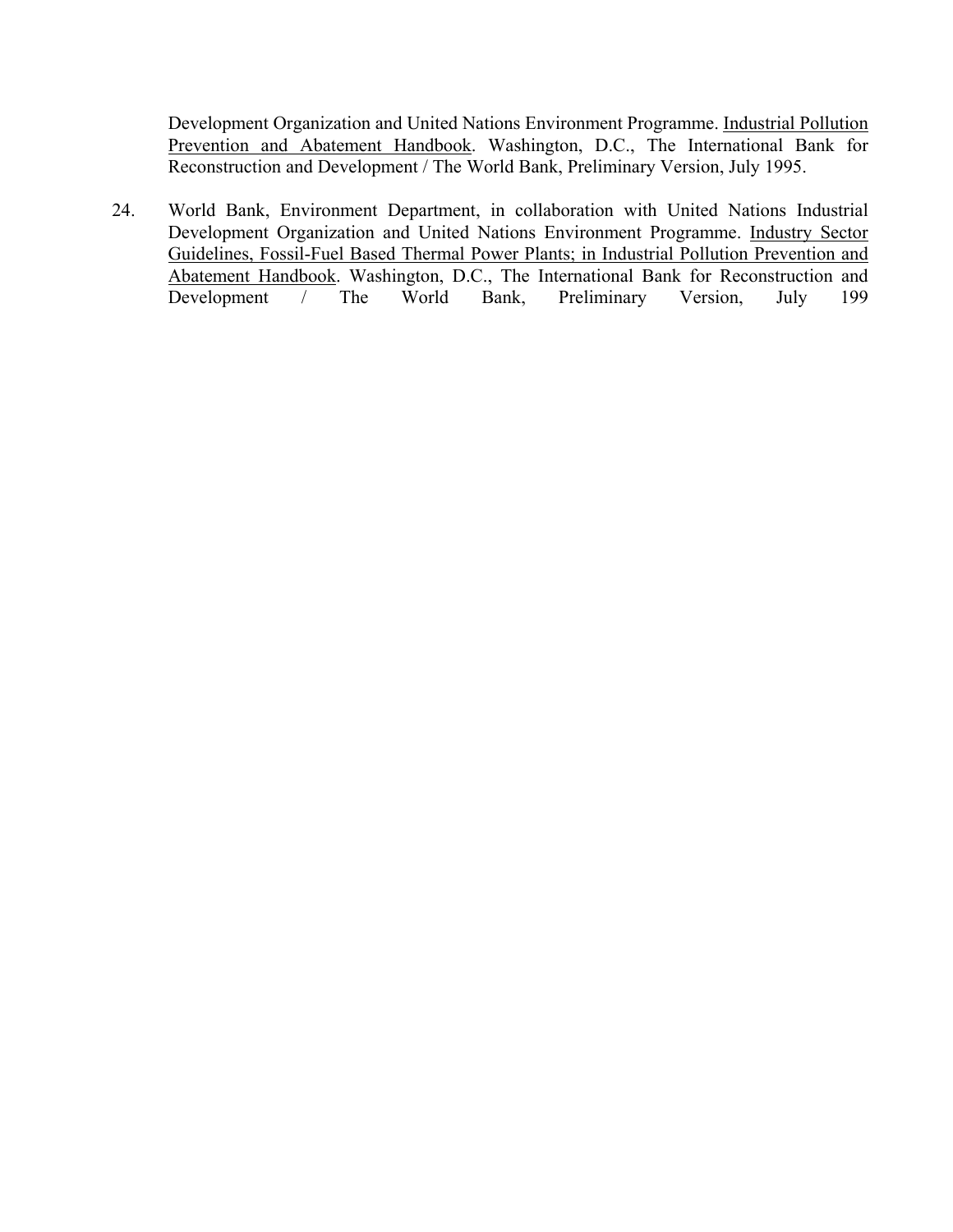Development Organization and United Nations Environment Programme. Industrial Pollution Prevention and Abatement Handbook. Washington, D.C., The International Bank for Reconstruction and Development / The World Bank, Preliminary Version, July 1995.

24. World Bank, Environment Department, in collaboration with United Nations Industrial Development Organization and United Nations Environment Programme. Industry Sector Guidelines, Fossil-Fuel Based Thermal Power Plants; in Industrial Pollution Prevention and Abatement Handbook. Washington, D.C., The International Bank for Reconstruction and Development / The World Bank, Preliminary Version, July 199